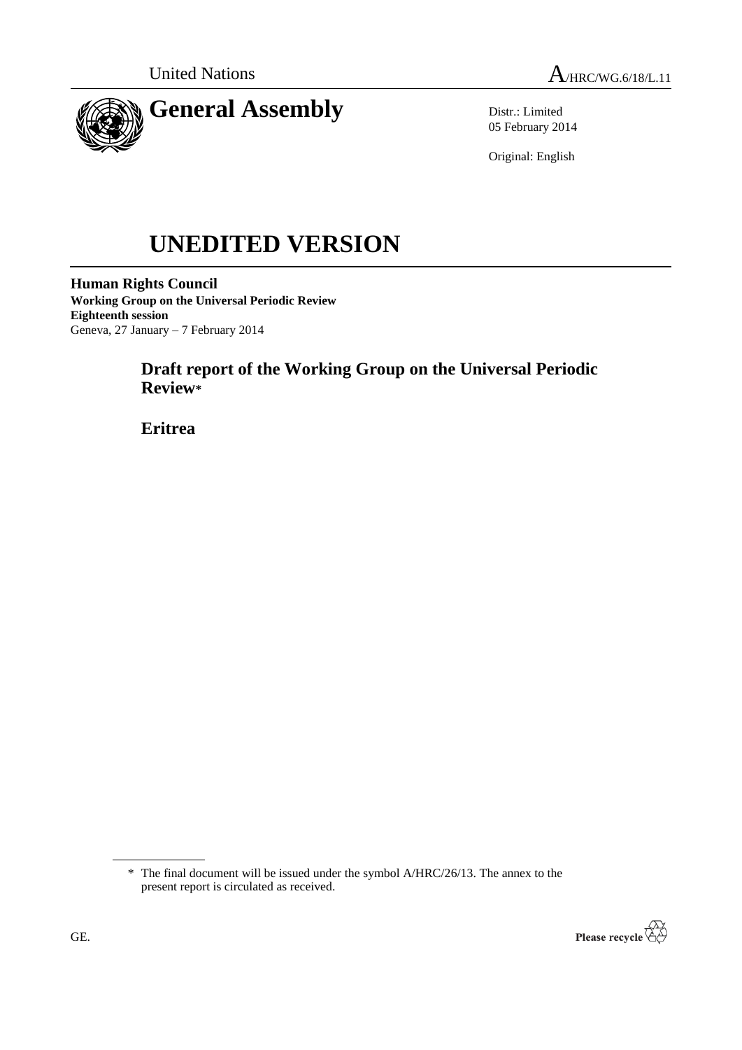United Nations A/HRC/WG.6/18/L.11

# General Assembly

Distr.: Limited
05 February 2014

Original: English

# UNEDITED VERSION

**Human Rights Council**
**Working Group on the Universal Periodic Review**
**Eighteenth session**
Geneva, 27 January – 7 February 2014

## Draft report of the Working Group on the Universal Periodic Review*

## Eritrea

---

\* The final document will be issued under the symbol A/HRC/26/13. The annex to the present report is circulated as received.

GE.

Please recycle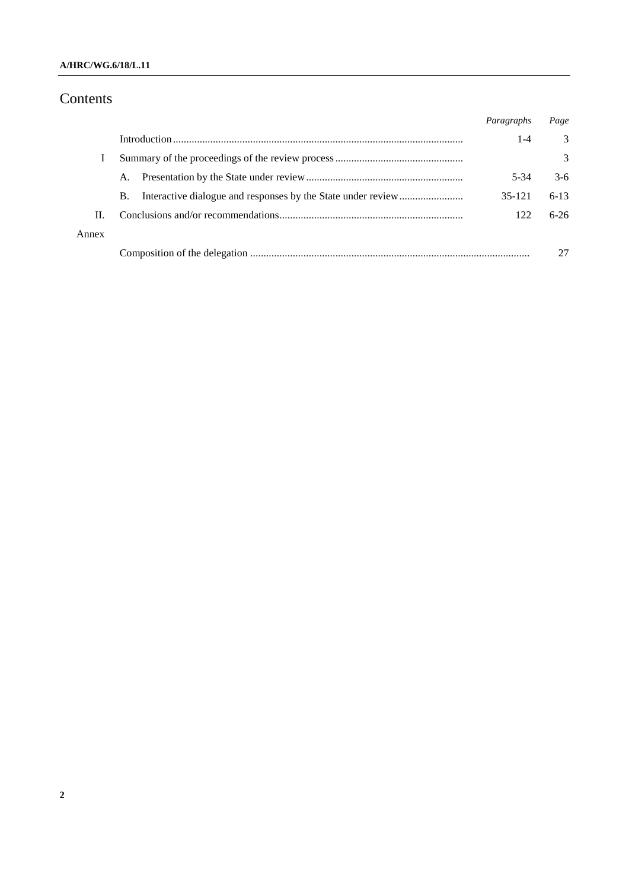# Contents

| | | *Paragraphs* | *Page* |
|---|---|---|---|
| | Introduction | 1-4 | 3 |
| I | Summary of the proceedings of the review process | | 3 |
| | A. Presentation by the State under review | 5-34 | 3-6 |
| | B. Interactive dialogue and responses by the State under review | 35-121 | 6-13 |
| II. | Conclusions and/or recommendations | 122 | 6-26 |
| Annex | | | |
| | Composition of the delegation | | 27 |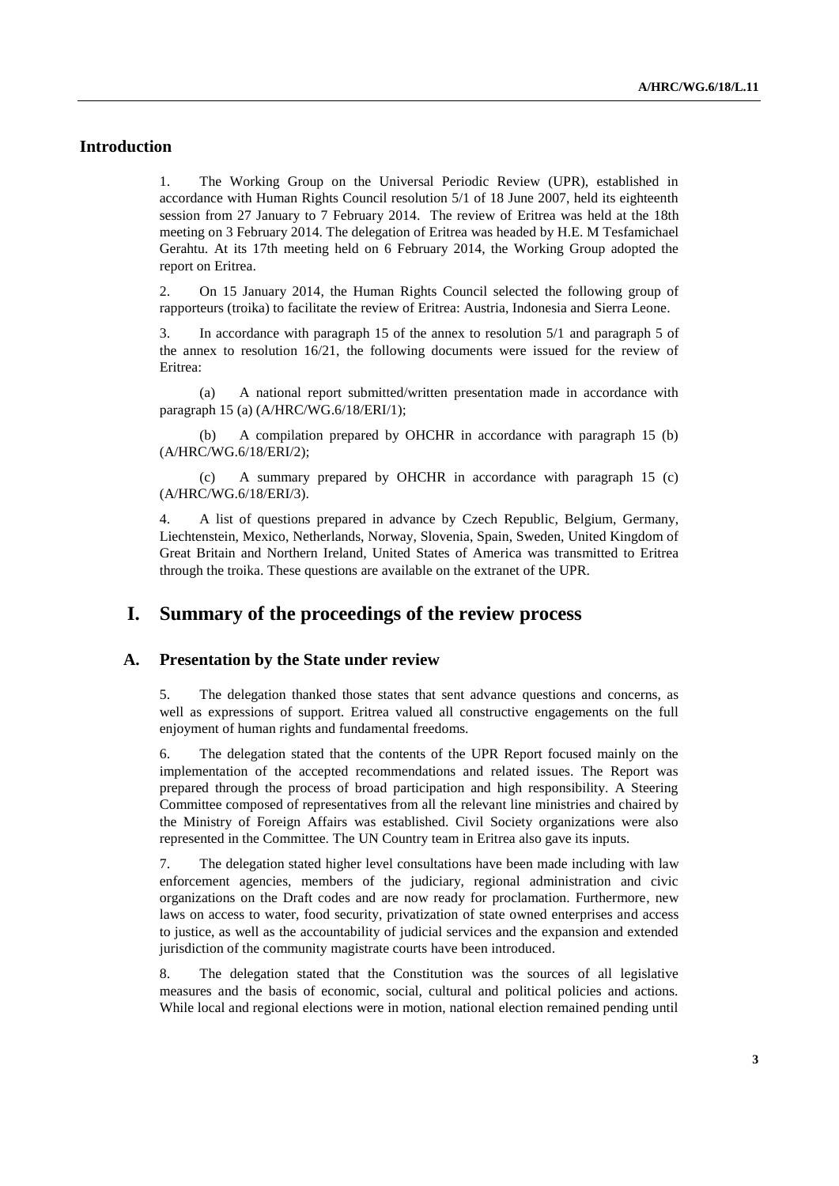## Introduction

1. The Working Group on the Universal Periodic Review (UPR), established in accordance with Human Rights Council resolution 5/1 of 18 June 2007, held its eighteenth session from 27 January to 7 February 2014. The review of Eritrea was held at the 18th meeting on 3 February 2014. The delegation of Eritrea was headed by H.E. M Tesfamichael Gerahtu. At its 17th meeting held on 6 February 2014, the Working Group adopted the report on Eritrea.

2. On 15 January 2014, the Human Rights Council selected the following group of rapporteurs (troika) to facilitate the review of Eritrea: Austria, Indonesia and Sierra Leone.

3. In accordance with paragraph 15 of the annex to resolution 5/1 and paragraph 5 of the annex to resolution 16/21, the following documents were issued for the review of Eritrea:

(a) A national report submitted/written presentation made in accordance with paragraph 15 (a) (A/HRC/WG.6/18/ERI/1);

(b) A compilation prepared by OHCHR in accordance with paragraph 15 (b) (A/HRC/WG.6/18/ERI/2);

(c) A summary prepared by OHCHR in accordance with paragraph 15 (c) (A/HRC/WG.6/18/ERI/3).

4. A list of questions prepared in advance by Czech Republic, Belgium, Germany, Liechtenstein, Mexico, Netherlands, Norway, Slovenia, Spain, Sweden, United Kingdom of Great Britain and Northern Ireland, United States of America was transmitted to Eritrea through the troika. These questions are available on the extranet of the UPR.

# I. Summary of the proceedings of the review process

## A. Presentation by the State under review

5. The delegation thanked those states that sent advance questions and concerns, as well as expressions of support. Eritrea valued all constructive engagements on the full enjoyment of human rights and fundamental freedoms.

6. The delegation stated that the contents of the UPR Report focused mainly on the implementation of the accepted recommendations and related issues. The Report was prepared through the process of broad participation and high responsibility. A Steering Committee composed of representatives from all the relevant line ministries and chaired by the Ministry of Foreign Affairs was established. Civil Society organizations were also represented in the Committee. The UN Country team in Eritrea also gave its inputs.

7. The delegation stated higher level consultations have been made including with law enforcement agencies, members of the judiciary, regional administration and civic organizations on the Draft codes and are now ready for proclamation. Furthermore, new laws on access to water, food security, privatization of state owned enterprises and access to justice, as well as the accountability of judicial services and the expansion and extended jurisdiction of the community magistrate courts have been introduced.

8. The delegation stated that the Constitution was the sources of all legislative measures and the basis of economic, social, cultural and political policies and actions. While local and regional elections were in motion, national election remained pending until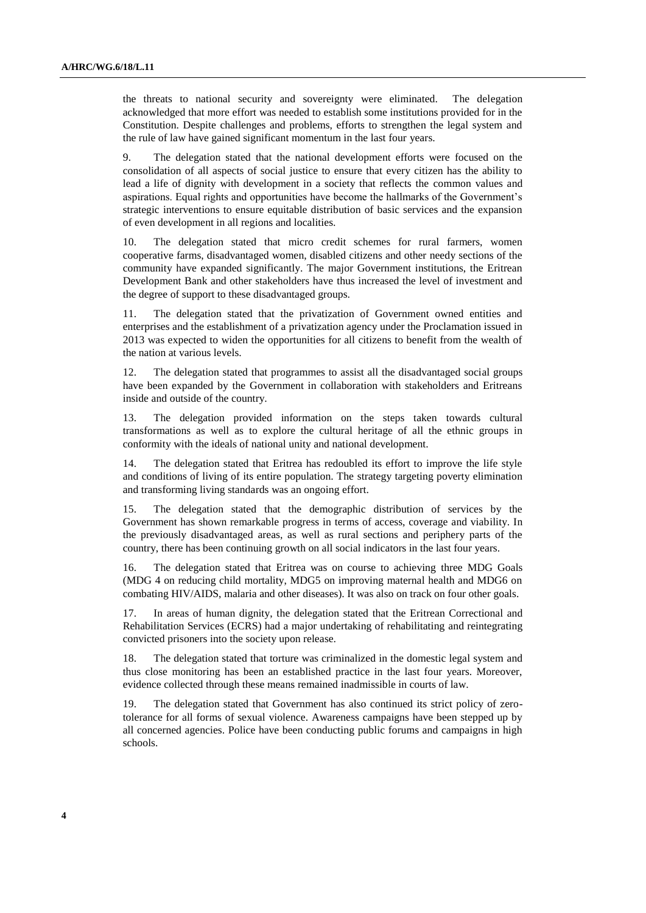the threats to national security and sovereignty were eliminated. The delegation acknowledged that more effort was needed to establish some institutions provided for in the Constitution. Despite challenges and problems, efforts to strengthen the legal system and the rule of law have gained significant momentum in the last four years.

9. The delegation stated that the national development efforts were focused on the consolidation of all aspects of social justice to ensure that every citizen has the ability to lead a life of dignity with development in a society that reflects the common values and aspirations. Equal rights and opportunities have become the hallmarks of the Government's strategic interventions to ensure equitable distribution of basic services and the expansion of even development in all regions and localities.

10. The delegation stated that micro credit schemes for rural farmers, women cooperative farms, disadvantaged women, disabled citizens and other needy sections of the community have expanded significantly. The major Government institutions, the Eritrean Development Bank and other stakeholders have thus increased the level of investment and the degree of support to these disadvantaged groups.

11. The delegation stated that the privatization of Government owned entities and enterprises and the establishment of a privatization agency under the Proclamation issued in 2013 was expected to widen the opportunities for all citizens to benefit from the wealth of the nation at various levels.

12. The delegation stated that programmes to assist all the disadvantaged social groups have been expanded by the Government in collaboration with stakeholders and Eritreans inside and outside of the country.

13. The delegation provided information on the steps taken towards cultural transformations as well as to explore the cultural heritage of all the ethnic groups in conformity with the ideals of national unity and national development.

14. The delegation stated that Eritrea has redoubled its effort to improve the life style and conditions of living of its entire population. The strategy targeting poverty elimination and transforming living standards was an ongoing effort.

15. The delegation stated that the demographic distribution of services by the Government has shown remarkable progress in terms of access, coverage and viability. In the previously disadvantaged areas, as well as rural sections and periphery parts of the country, there has been continuing growth on all social indicators in the last four years.

16. The delegation stated that Eritrea was on course to achieving three MDG Goals (MDG 4 on reducing child mortality, MDG5 on improving maternal health and MDG6 on combating HIV/AIDS, malaria and other diseases). It was also on track on four other goals.

17. In areas of human dignity, the delegation stated that the Eritrean Correctional and Rehabilitation Services (ECRS) had a major undertaking of rehabilitating and reintegrating convicted prisoners into the society upon release.

18. The delegation stated that torture was criminalized in the domestic legal system and thus close monitoring has been an established practice in the last four years. Moreover, evidence collected through these means remained inadmissible in courts of law.

19. The delegation stated that Government has also continued its strict policy of zero-tolerance for all forms of sexual violence. Awareness campaigns have been stepped up by all concerned agencies. Police have been conducting public forums and campaigns in high schools.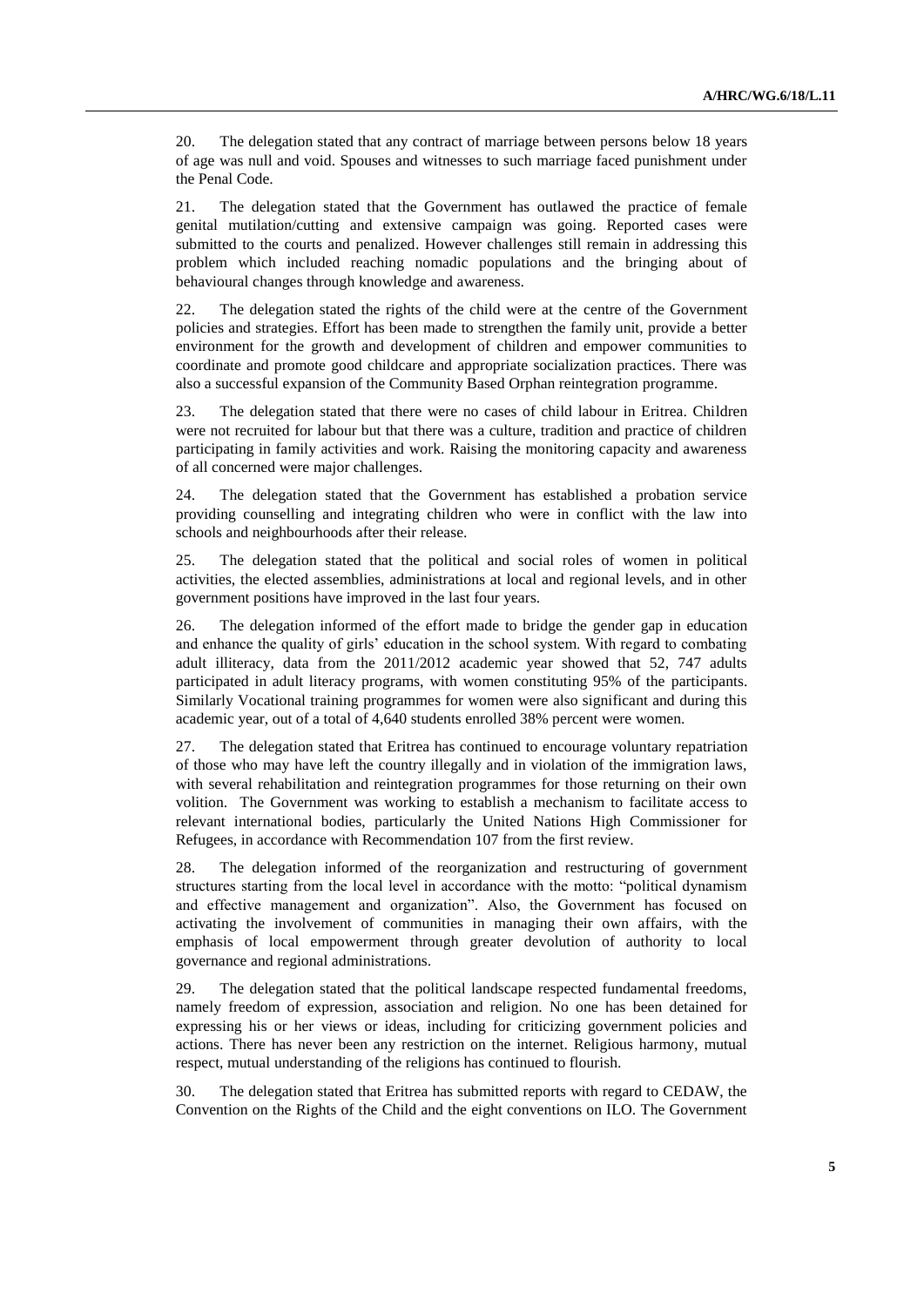20. The delegation stated that any contract of marriage between persons below 18 years of age was null and void. Spouses and witnesses to such marriage faced punishment under the Penal Code.

21. The delegation stated that the Government has outlawed the practice of female genital mutilation/cutting and extensive campaign was going. Reported cases were submitted to the courts and penalized. However challenges still remain in addressing this problem which included reaching nomadic populations and the bringing about of behavioural changes through knowledge and awareness.

22. The delegation stated the rights of the child were at the centre of the Government policies and strategies. Effort has been made to strengthen the family unit, provide a better environment for the growth and development of children and empower communities to coordinate and promote good childcare and appropriate socialization practices. There was also a successful expansion of the Community Based Orphan reintegration programme.

23. The delegation stated that there were no cases of child labour in Eritrea. Children were not recruited for labour but that there was a culture, tradition and practice of children participating in family activities and work. Raising the monitoring capacity and awareness of all concerned were major challenges.

24. The delegation stated that the Government has established a probation service providing counselling and integrating children who were in conflict with the law into schools and neighbourhoods after their release.

25. The delegation stated that the political and social roles of women in political activities, the elected assemblies, administrations at local and regional levels, and in other government positions have improved in the last four years.

26. The delegation informed of the effort made to bridge the gender gap in education and enhance the quality of girls' education in the school system. With regard to combating adult illiteracy, data from the 2011/2012 academic year showed that 52, 747 adults participated in adult literacy programs, with women constituting 95% of the participants. Similarly Vocational training programmes for women were also significant and during this academic year, out of a total of 4,640 students enrolled 38% percent were women.

27. The delegation stated that Eritrea has continued to encourage voluntary repatriation of those who may have left the country illegally and in violation of the immigration laws, with several rehabilitation and reintegration programmes for those returning on their own volition. The Government was working to establish a mechanism to facilitate access to relevant international bodies, particularly the United Nations High Commissioner for Refugees, in accordance with Recommendation 107 from the first review.

28. The delegation informed of the reorganization and restructuring of government structures starting from the local level in accordance with the motto: "political dynamism and effective management and organization". Also, the Government has focused on activating the involvement of communities in managing their own affairs, with the emphasis of local empowerment through greater devolution of authority to local governance and regional administrations.

29. The delegation stated that the political landscape respected fundamental freedoms, namely freedom of expression, association and religion. No one has been detained for expressing his or her views or ideas, including for criticizing government policies and actions. There has never been any restriction on the internet. Religious harmony, mutual respect, mutual understanding of the religions has continued to flourish.

30. The delegation stated that Eritrea has submitted reports with regard to CEDAW, the Convention on the Rights of the Child and the eight conventions on ILO. The Government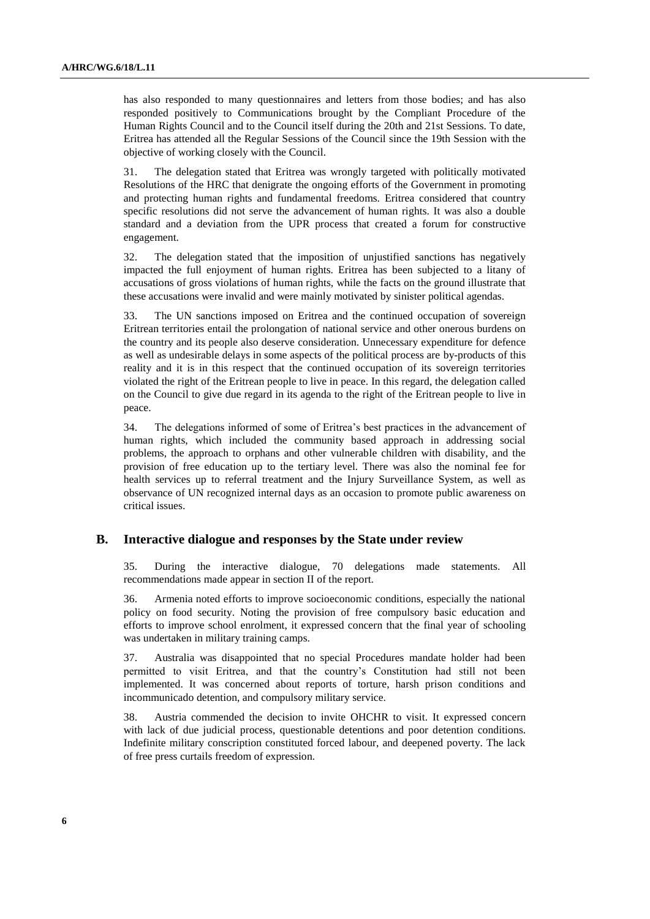has also responded to many questionnaires and letters from those bodies; and has also responded positively to Communications brought by the Compliant Procedure of the Human Rights Council and to the Council itself during the 20th and 21st Sessions. To date, Eritrea has attended all the Regular Sessions of the Council since the 19th Session with the objective of working closely with the Council.

31. The delegation stated that Eritrea was wrongly targeted with politically motivated Resolutions of the HRC that denigrate the ongoing efforts of the Government in promoting and protecting human rights and fundamental freedoms. Eritrea considered that country specific resolutions did not serve the advancement of human rights. It was also a double standard and a deviation from the UPR process that created a forum for constructive engagement.

32. The delegation stated that the imposition of unjustified sanctions has negatively impacted the full enjoyment of human rights. Eritrea has been subjected to a litany of accusations of gross violations of human rights, while the facts on the ground illustrate that these accusations were invalid and were mainly motivated by sinister political agendas.

33. The UN sanctions imposed on Eritrea and the continued occupation of sovereign Eritrean territories entail the prolongation of national service and other onerous burdens on the country and its people also deserve consideration. Unnecessary expenditure for defence as well as undesirable delays in some aspects of the political process are by-products of this reality and it is in this respect that the continued occupation of its sovereign territories violated the right of the Eritrean people to live in peace. In this regard, the delegation called on the Council to give due regard in its agenda to the right of the Eritrean people to live in peace.

34. The delegations informed of some of Eritrea's best practices in the advancement of human rights, which included the community based approach in addressing social problems, the approach to orphans and other vulnerable children with disability, and the provision of free education up to the tertiary level. There was also the nominal fee for health services up to referral treatment and the Injury Surveillance System, as well as observance of UN recognized internal days as an occasion to promote public awareness on critical issues.

## B. Interactive dialogue and responses by the State under review

35. During the interactive dialogue, 70 delegations made statements. All recommendations made appear in section II of the report.

36. Armenia noted efforts to improve socioeconomic conditions, especially the national policy on food security. Noting the provision of free compulsory basic education and efforts to improve school enrolment, it expressed concern that the final year of schooling was undertaken in military training camps.

37. Australia was disappointed that no special Procedures mandate holder had been permitted to visit Eritrea, and that the country's Constitution had still not been implemented. It was concerned about reports of torture, harsh prison conditions and incommunicado detention, and compulsory military service.

38. Austria commended the decision to invite OHCHR to visit. It expressed concern with lack of due judicial process, questionable detentions and poor detention conditions. Indefinite military conscription constituted forced labour, and deepened poverty. The lack of free press curtails freedom of expression.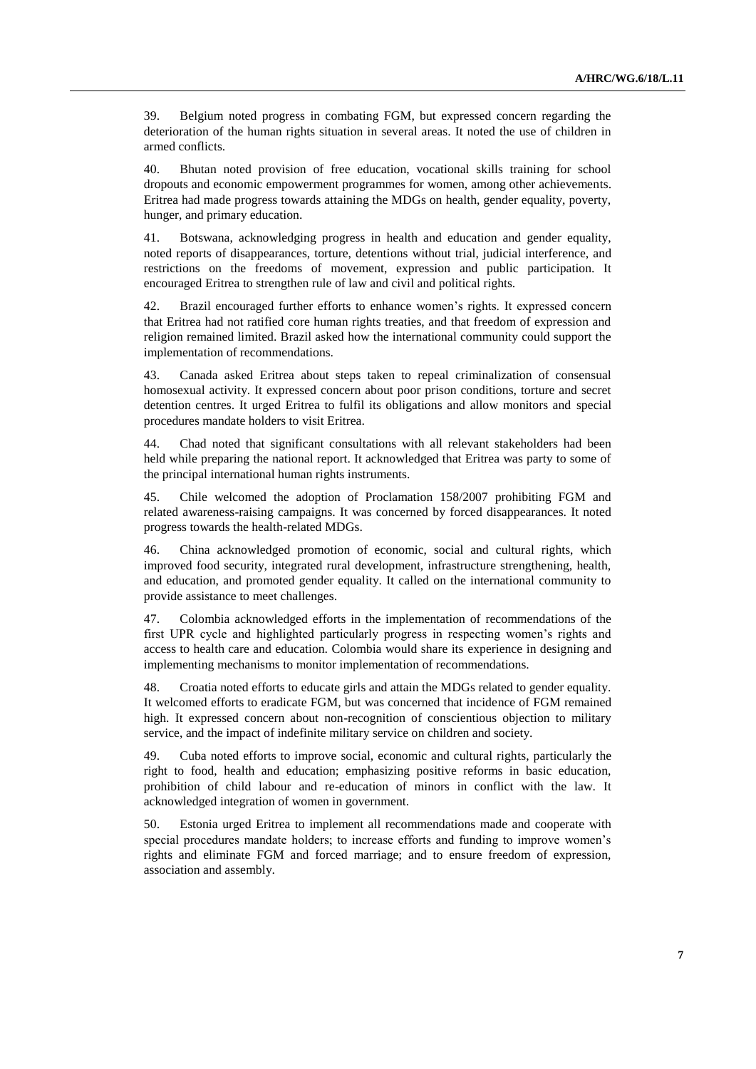39. Belgium noted progress in combating FGM, but expressed concern regarding the deterioration of the human rights situation in several areas. It noted the use of children in armed conflicts.

40. Bhutan noted provision of free education, vocational skills training for school dropouts and economic empowerment programmes for women, among other achievements. Eritrea had made progress towards attaining the MDGs on health, gender equality, poverty, hunger, and primary education.

41. Botswana, acknowledging progress in health and education and gender equality, noted reports of disappearances, torture, detentions without trial, judicial interference, and restrictions on the freedoms of movement, expression and public participation. It encouraged Eritrea to strengthen rule of law and civil and political rights.

42. Brazil encouraged further efforts to enhance women's rights. It expressed concern that Eritrea had not ratified core human rights treaties, and that freedom of expression and religion remained limited. Brazil asked how the international community could support the implementation of recommendations.

43. Canada asked Eritrea about steps taken to repeal criminalization of consensual homosexual activity. It expressed concern about poor prison conditions, torture and secret detention centres. It urged Eritrea to fulfil its obligations and allow monitors and special procedures mandate holders to visit Eritrea.

44. Chad noted that significant consultations with all relevant stakeholders had been held while preparing the national report. It acknowledged that Eritrea was party to some of the principal international human rights instruments.

45. Chile welcomed the adoption of Proclamation 158/2007 prohibiting FGM and related awareness-raising campaigns. It was concerned by forced disappearances. It noted progress towards the health-related MDGs.

46. China acknowledged promotion of economic, social and cultural rights, which improved food security, integrated rural development, infrastructure strengthening, health, and education, and promoted gender equality. It called on the international community to provide assistance to meet challenges.

47. Colombia acknowledged efforts in the implementation of recommendations of the first UPR cycle and highlighted particularly progress in respecting women's rights and access to health care and education. Colombia would share its experience in designing and implementing mechanisms to monitor implementation of recommendations.

48. Croatia noted efforts to educate girls and attain the MDGs related to gender equality. It welcomed efforts to eradicate FGM, but was concerned that incidence of FGM remained high. It expressed concern about non-recognition of conscientious objection to military service, and the impact of indefinite military service on children and society.

49. Cuba noted efforts to improve social, economic and cultural rights, particularly the right to food, health and education; emphasizing positive reforms in basic education, prohibition of child labour and re-education of minors in conflict with the law. It acknowledged integration of women in government.

50. Estonia urged Eritrea to implement all recommendations made and cooperate with special procedures mandate holders; to increase efforts and funding to improve women's rights and eliminate FGM and forced marriage; and to ensure freedom of expression, association and assembly.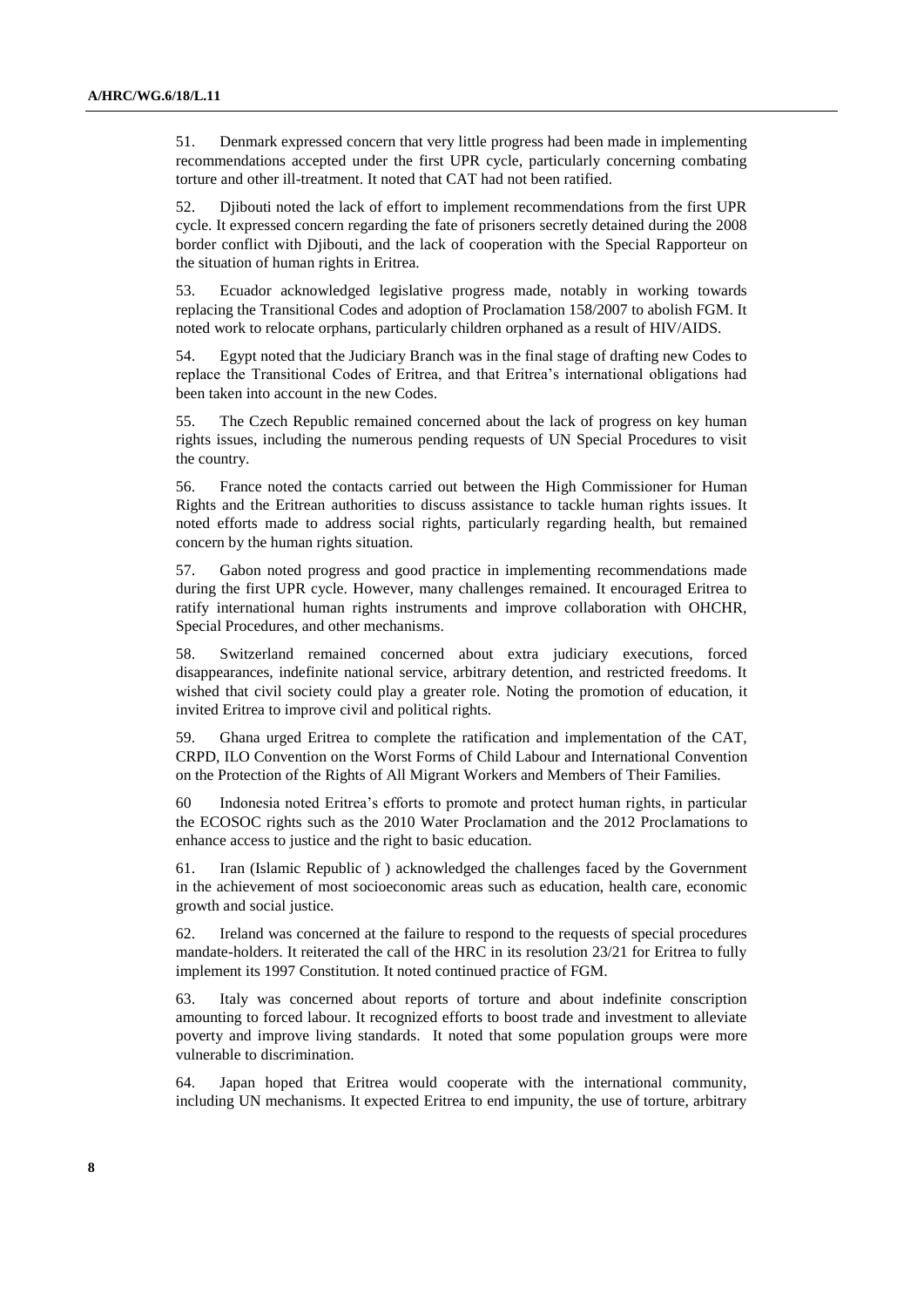51. Denmark expressed concern that very little progress had been made in implementing recommendations accepted under the first UPR cycle, particularly concerning combating torture and other ill-treatment. It noted that CAT had not been ratified.

52. Djibouti noted the lack of effort to implement recommendations from the first UPR cycle. It expressed concern regarding the fate of prisoners secretly detained during the 2008 border conflict with Djibouti, and the lack of cooperation with the Special Rapporteur on the situation of human rights in Eritrea.

53. Ecuador acknowledged legislative progress made, notably in working towards replacing the Transitional Codes and adoption of Proclamation 158/2007 to abolish FGM. It noted work to relocate orphans, particularly children orphaned as a result of HIV/AIDS.

54. Egypt noted that the Judiciary Branch was in the final stage of drafting new Codes to replace the Transitional Codes of Eritrea, and that Eritrea's international obligations had been taken into account in the new Codes.

55. The Czech Republic remained concerned about the lack of progress on key human rights issues, including the numerous pending requests of UN Special Procedures to visit the country.

56. France noted the contacts carried out between the High Commissioner for Human Rights and the Eritrean authorities to discuss assistance to tackle human rights issues. It noted efforts made to address social rights, particularly regarding health, but remained concern by the human rights situation.

57. Gabon noted progress and good practice in implementing recommendations made during the first UPR cycle. However, many challenges remained. It encouraged Eritrea to ratify international human rights instruments and improve collaboration with OHCHR, Special Procedures, and other mechanisms.

58. Switzerland remained concerned about extra judiciary executions, forced disappearances, indefinite national service, arbitrary detention, and restricted freedoms. It wished that civil society could play a greater role. Noting the promotion of education, it invited Eritrea to improve civil and political rights.

59. Ghana urged Eritrea to complete the ratification and implementation of the CAT, CRPD, ILO Convention on the Worst Forms of Child Labour and International Convention on the Protection of the Rights of All Migrant Workers and Members of Their Families.

60 Indonesia noted Eritrea's efforts to promote and protect human rights, in particular the ECOSOC rights such as the 2010 Water Proclamation and the 2012 Proclamations to enhance access to justice and the right to basic education.

61. Iran (Islamic Republic of ) acknowledged the challenges faced by the Government in the achievement of most socioeconomic areas such as education, health care, economic growth and social justice.

62. Ireland was concerned at the failure to respond to the requests of special procedures mandate-holders. It reiterated the call of the HRC in its resolution 23/21 for Eritrea to fully implement its 1997 Constitution. It noted continued practice of FGM.

63. Italy was concerned about reports of torture and about indefinite conscription amounting to forced labour. It recognized efforts to boost trade and investment to alleviate poverty and improve living standards. It noted that some population groups were more vulnerable to discrimination.

64. Japan hoped that Eritrea would cooperate with the international community, including UN mechanisms. It expected Eritrea to end impunity, the use of torture, arbitrary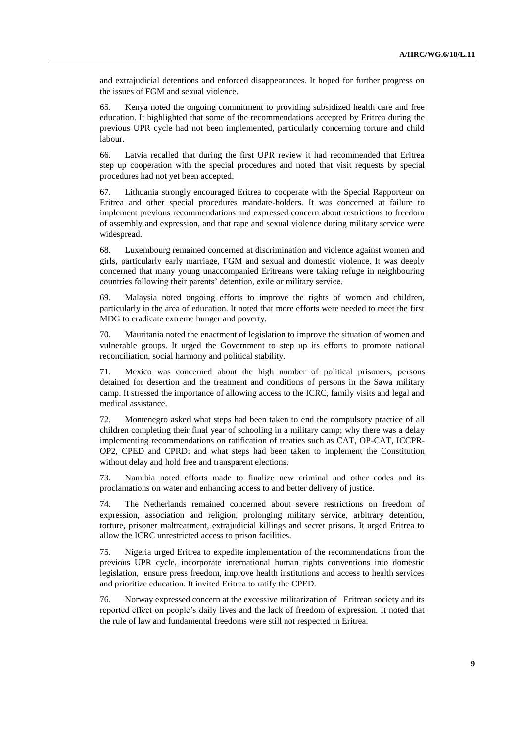and extrajudicial detentions and enforced disappearances. It hoped for further progress on the issues of FGM and sexual violence.

65. Kenya noted the ongoing commitment to providing subsidized health care and free education. It highlighted that some of the recommendations accepted by Eritrea during the previous UPR cycle had not been implemented, particularly concerning torture and child labour.

66. Latvia recalled that during the first UPR review it had recommended that Eritrea step up cooperation with the special procedures and noted that visit requests by special procedures had not yet been accepted.

67. Lithuania strongly encouraged Eritrea to cooperate with the Special Rapporteur on Eritrea and other special procedures mandate-holders. It was concerned at failure to implement previous recommendations and expressed concern about restrictions to freedom of assembly and expression, and that rape and sexual violence during military service were widespread.

68. Luxembourg remained concerned at discrimination and violence against women and girls, particularly early marriage, FGM and sexual and domestic violence. It was deeply concerned that many young unaccompanied Eritreans were taking refuge in neighbouring countries following their parents' detention, exile or military service.

69. Malaysia noted ongoing efforts to improve the rights of women and children, particularly in the area of education. It noted that more efforts were needed to meet the first MDG to eradicate extreme hunger and poverty.

70. Mauritania noted the enactment of legislation to improve the situation of women and vulnerable groups. It urged the Government to step up its efforts to promote national reconciliation, social harmony and political stability.

71. Mexico was concerned about the high number of political prisoners, persons detained for desertion and the treatment and conditions of persons in the Sawa military camp. It stressed the importance of allowing access to the ICRC, family visits and legal and medical assistance.

72. Montenegro asked what steps had been taken to end the compulsory practice of all children completing their final year of schooling in a military camp; why there was a delay implementing recommendations on ratification of treaties such as CAT, OP-CAT, ICCPR-OP2, CPED and CPRD; and what steps had been taken to implement the Constitution without delay and hold free and transparent elections.

73. Namibia noted efforts made to finalize new criminal and other codes and its proclamations on water and enhancing access to and better delivery of justice.

74. The Netherlands remained concerned about severe restrictions on freedom of expression, association and religion, prolonging military service, arbitrary detention, torture, prisoner maltreatment, extrajudicial killings and secret prisons. It urged Eritrea to allow the ICRC unrestricted access to prison facilities.

75. Nigeria urged Eritrea to expedite implementation of the recommendations from the previous UPR cycle, incorporate international human rights conventions into domestic legislation, ensure press freedom, improve health institutions and access to health services and prioritize education. It invited Eritrea to ratify the CPED.

76. Norway expressed concern at the excessive militarization of Eritrean society and its reported effect on people's daily lives and the lack of freedom of expression. It noted that the rule of law and fundamental freedoms were still not respected in Eritrea.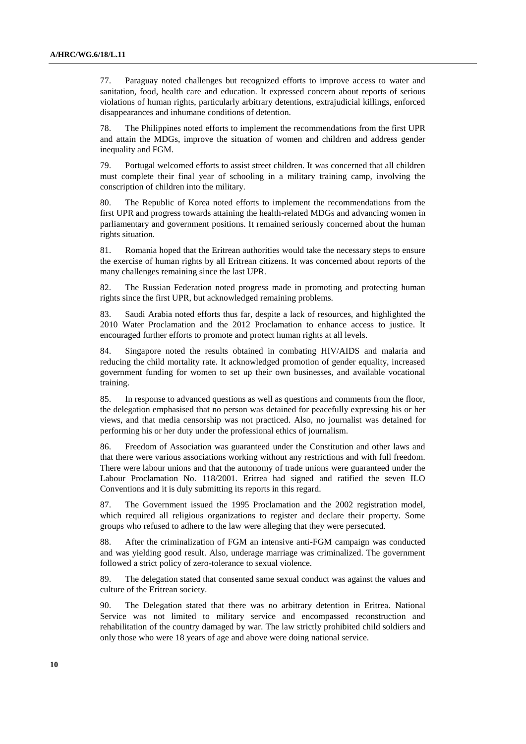77. Paraguay noted challenges but recognized efforts to improve access to water and sanitation, food, health care and education. It expressed concern about reports of serious violations of human rights, particularly arbitrary detentions, extrajudicial killings, enforced disappearances and inhumane conditions of detention.

78. The Philippines noted efforts to implement the recommendations from the first UPR and attain the MDGs, improve the situation of women and children and address gender inequality and FGM.

79. Portugal welcomed efforts to assist street children. It was concerned that all children must complete their final year of schooling in a military training camp, involving the conscription of children into the military.

80. The Republic of Korea noted efforts to implement the recommendations from the first UPR and progress towards attaining the health-related MDGs and advancing women in parliamentary and government positions. It remained seriously concerned about the human rights situation.

81. Romania hoped that the Eritrean authorities would take the necessary steps to ensure the exercise of human rights by all Eritrean citizens. It was concerned about reports of the many challenges remaining since the last UPR.

82. The Russian Federation noted progress made in promoting and protecting human rights since the first UPR, but acknowledged remaining problems.

83. Saudi Arabia noted efforts thus far, despite a lack of resources, and highlighted the 2010 Water Proclamation and the 2012 Proclamation to enhance access to justice. It encouraged further efforts to promote and protect human rights at all levels.

84. Singapore noted the results obtained in combating HIV/AIDS and malaria and reducing the child mortality rate. It acknowledged promotion of gender equality, increased government funding for women to set up their own businesses, and available vocational training.

85. In response to advanced questions as well as questions and comments from the floor, the delegation emphasised that no person was detained for peacefully expressing his or her views, and that media censorship was not practiced. Also, no journalist was detained for performing his or her duty under the professional ethics of journalism.

86. Freedom of Association was guaranteed under the Constitution and other laws and that there were various associations working without any restrictions and with full freedom. There were labour unions and that the autonomy of trade unions were guaranteed under the Labour Proclamation No. 118/2001. Eritrea had signed and ratified the seven ILO Conventions and it is duly submitting its reports in this regard.

87. The Government issued the 1995 Proclamation and the 2002 registration model, which required all religious organizations to register and declare their property. Some groups who refused to adhere to the law were alleging that they were persecuted.

88. After the criminalization of FGM an intensive anti-FGM campaign was conducted and was yielding good result. Also, underage marriage was criminalized. The government followed a strict policy of zero-tolerance to sexual violence.

89. The delegation stated that consented same sexual conduct was against the values and culture of the Eritrean society.

90. The Delegation stated that there was no arbitrary detention in Eritrea. National Service was not limited to military service and encompassed reconstruction and rehabilitation of the country damaged by war. The law strictly prohibited child soldiers and only those who were 18 years of age and above were doing national service.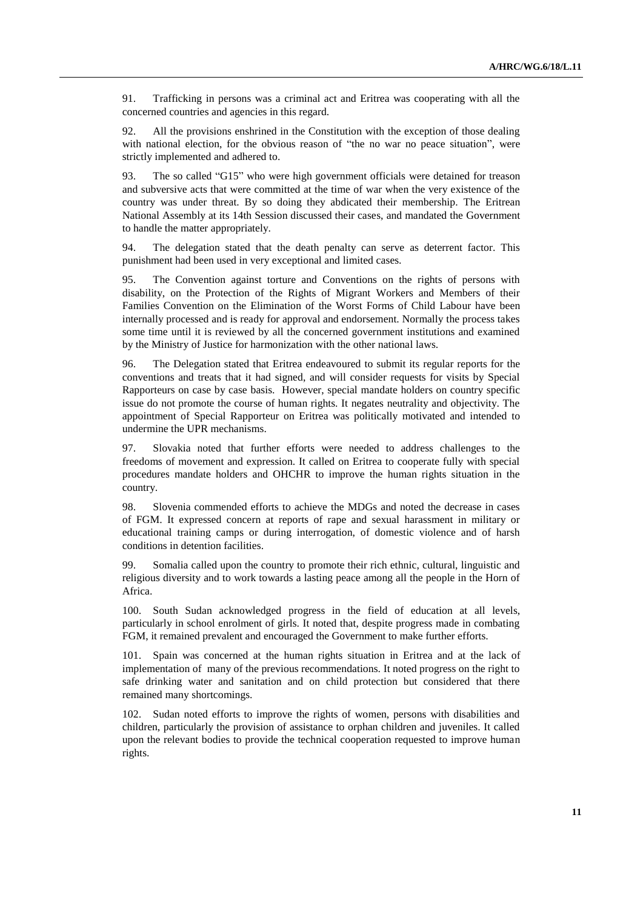91. Trafficking in persons was a criminal act and Eritrea was cooperating with all the concerned countries and agencies in this regard.

92. All the provisions enshrined in the Constitution with the exception of those dealing with national election, for the obvious reason of "the no war no peace situation", were strictly implemented and adhered to.

93. The so called "G15" who were high government officials were detained for treason and subversive acts that were committed at the time of war when the very existence of the country was under threat. By so doing they abdicated their membership. The Eritrean National Assembly at its 14th Session discussed their cases, and mandated the Government to handle the matter appropriately.

94. The delegation stated that the death penalty can serve as deterrent factor. This punishment had been used in very exceptional and limited cases.

95. The Convention against torture and Conventions on the rights of persons with disability, on the Protection of the Rights of Migrant Workers and Members of their Families Convention on the Elimination of the Worst Forms of Child Labour have been internally processed and is ready for approval and endorsement. Normally the process takes some time until it is reviewed by all the concerned government institutions and examined by the Ministry of Justice for harmonization with the other national laws.

96. The Delegation stated that Eritrea endeavoured to submit its regular reports for the conventions and treats that it had signed, and will consider requests for visits by Special Rapporteurs on case by case basis. However, special mandate holders on country specific issue do not promote the course of human rights. It negates neutrality and objectivity. The appointment of Special Rapporteur on Eritrea was politically motivated and intended to undermine the UPR mechanisms.

97. Slovakia noted that further efforts were needed to address challenges to the freedoms of movement and expression. It called on Eritrea to cooperate fully with special procedures mandate holders and OHCHR to improve the human rights situation in the country.

98. Slovenia commended efforts to achieve the MDGs and noted the decrease in cases of FGM. It expressed concern at reports of rape and sexual harassment in military or educational training camps or during interrogation, of domestic violence and of harsh conditions in detention facilities.

99. Somalia called upon the country to promote their rich ethnic, cultural, linguistic and religious diversity and to work towards a lasting peace among all the people in the Horn of Africa.

100. South Sudan acknowledged progress in the field of education at all levels, particularly in school enrolment of girls. It noted that, despite progress made in combating FGM, it remained prevalent and encouraged the Government to make further efforts.

101. Spain was concerned at the human rights situation in Eritrea and at the lack of implementation of many of the previous recommendations. It noted progress on the right to safe drinking water and sanitation and on child protection but considered that there remained many shortcomings.

102. Sudan noted efforts to improve the rights of women, persons with disabilities and children, particularly the provision of assistance to orphan children and juveniles. It called upon the relevant bodies to provide the technical cooperation requested to improve human rights.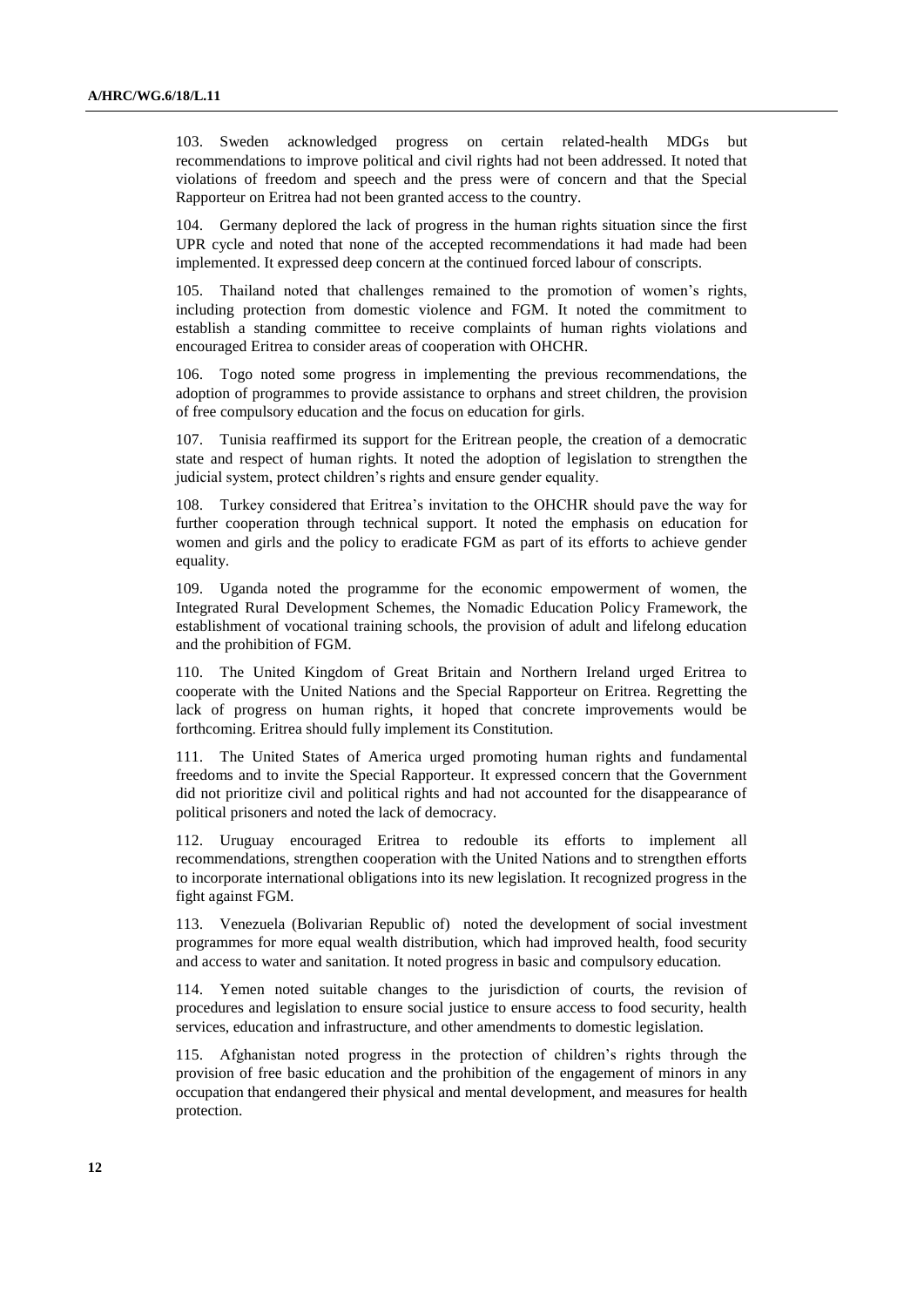103. Sweden acknowledged progress on certain related-health MDGs but recommendations to improve political and civil rights had not been addressed. It noted that violations of freedom and speech and the press were of concern and that the Special Rapporteur on Eritrea had not been granted access to the country.

104. Germany deplored the lack of progress in the human rights situation since the first UPR cycle and noted that none of the accepted recommendations it had made had been implemented. It expressed deep concern at the continued forced labour of conscripts.

105. Thailand noted that challenges remained to the promotion of women's rights, including protection from domestic violence and FGM. It noted the commitment to establish a standing committee to receive complaints of human rights violations and encouraged Eritrea to consider areas of cooperation with OHCHR.

106. Togo noted some progress in implementing the previous recommendations, the adoption of programmes to provide assistance to orphans and street children, the provision of free compulsory education and the focus on education for girls.

107. Tunisia reaffirmed its support for the Eritrean people, the creation of a democratic state and respect of human rights. It noted the adoption of legislation to strengthen the judicial system, protect children's rights and ensure gender equality.

108. Turkey considered that Eritrea's invitation to the OHCHR should pave the way for further cooperation through technical support. It noted the emphasis on education for women and girls and the policy to eradicate FGM as part of its efforts to achieve gender equality.

109. Uganda noted the programme for the economic empowerment of women, the Integrated Rural Development Schemes, the Nomadic Education Policy Framework, the establishment of vocational training schools, the provision of adult and lifelong education and the prohibition of FGM.

110. The United Kingdom of Great Britain and Northern Ireland urged Eritrea to cooperate with the United Nations and the Special Rapporteur on Eritrea. Regretting the lack of progress on human rights, it hoped that concrete improvements would be forthcoming. Eritrea should fully implement its Constitution.

111. The United States of America urged promoting human rights and fundamental freedoms and to invite the Special Rapporteur. It expressed concern that the Government did not prioritize civil and political rights and had not accounted for the disappearance of political prisoners and noted the lack of democracy.

112. Uruguay encouraged Eritrea to redouble its efforts to implement all recommendations, strengthen cooperation with the United Nations and to strengthen efforts to incorporate international obligations into its new legislation. It recognized progress in the fight against FGM.

113. Venezuela (Bolivarian Republic of) noted the development of social investment programmes for more equal wealth distribution, which had improved health, food security and access to water and sanitation. It noted progress in basic and compulsory education.

114. Yemen noted suitable changes to the jurisdiction of courts, the revision of procedures and legislation to ensure social justice to ensure access to food security, health services, education and infrastructure, and other amendments to domestic legislation.

115. Afghanistan noted progress in the protection of children's rights through the provision of free basic education and the prohibition of the engagement of minors in any occupation that endangered their physical and mental development, and measures for health protection.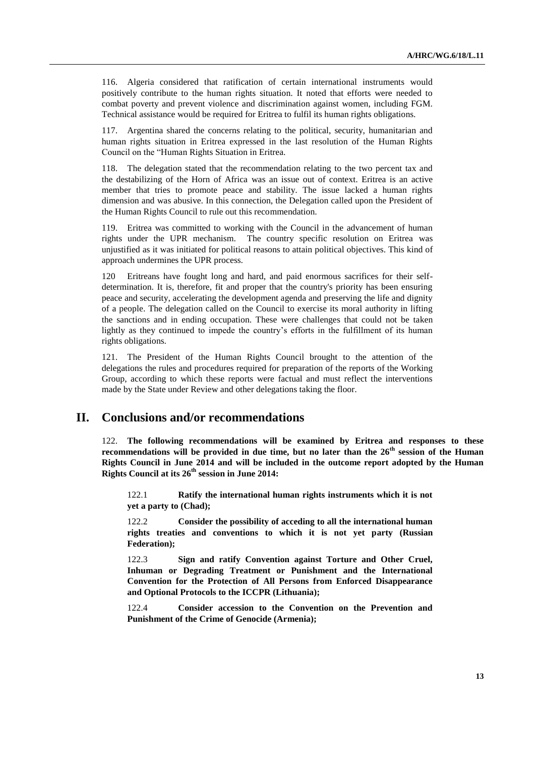116. Algeria considered that ratification of certain international instruments would positively contribute to the human rights situation. It noted that efforts were needed to combat poverty and prevent violence and discrimination against women, including FGM. Technical assistance would be required for Eritrea to fulfil its human rights obligations.

117. Argentina shared the concerns relating to the political, security, humanitarian and human rights situation in Eritrea expressed in the last resolution of the Human Rights Council on the "Human Rights Situation in Eritrea.

118. The delegation stated that the recommendation relating to the two percent tax and the destabilizing of the Horn of Africa was an issue out of context. Eritrea is an active member that tries to promote peace and stability. The issue lacked a human rights dimension and was abusive. In this connection, the Delegation called upon the President of the Human Rights Council to rule out this recommendation.

119. Eritrea was committed to working with the Council in the advancement of human rights under the UPR mechanism. The country specific resolution on Eritrea was unjustified as it was initiated for political reasons to attain political objectives. This kind of approach undermines the UPR process.

120 Eritreans have fought long and hard, and paid enormous sacrifices for their self-determination. It is, therefore, fit and proper that the country's priority has been ensuring peace and security, accelerating the development agenda and preserving the life and dignity of a people. The delegation called on the Council to exercise its moral authority in lifting the sanctions and in ending occupation. These were challenges that could not be taken lightly as they continued to impede the country's efforts in the fulfillment of its human rights obligations.

121. The President of the Human Rights Council brought to the attention of the delegations the rules and procedures required for preparation of the reports of the Working Group, according to which these reports were factual and must reflect the interventions made by the State under Review and other delegations taking the floor.

## II. Conclusions and/or recommendations

122. **The following recommendations will be examined by Eritrea and responses to these recommendations will be provided in due time, but no later than the 26th session of the Human Rights Council in June 2014 and will be included in the outcome report adopted by the Human Rights Council at its 26th session in June 2014:**

122.1 **Ratify the international human rights instruments which it is not yet a party to (Chad);**

122.2 **Consider the possibility of acceding to all the international human rights treaties and conventions to which it is not yet party (Russian Federation);**

122.3 **Sign and ratify Convention against Torture and Other Cruel, Inhuman or Degrading Treatment or Punishment and the International Convention for the Protection of All Persons from Enforced Disappearance and Optional Protocols to the ICCPR (Lithuania);**

122.4 **Consider accession to the Convention on the Prevention and Punishment of the Crime of Genocide (Armenia);**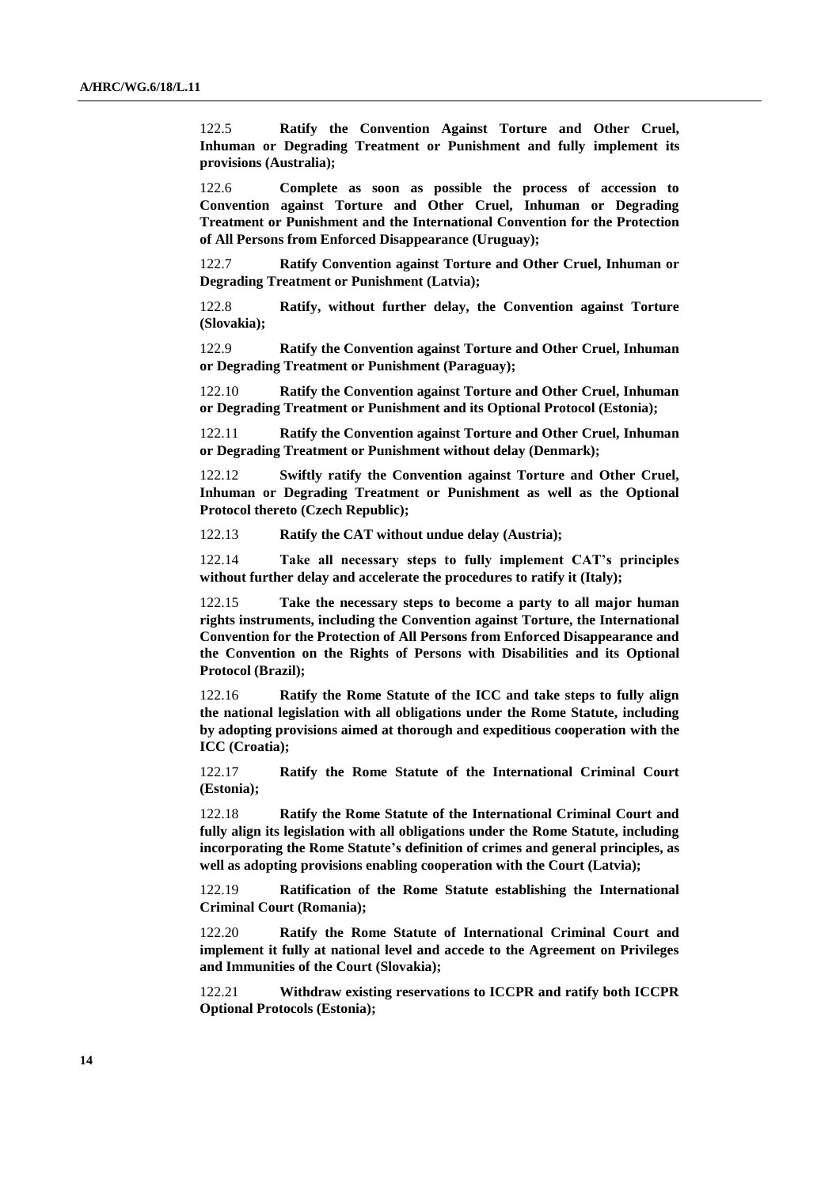122.5 **Ratify the Convention Against Torture and Other Cruel, Inhuman or Degrading Treatment or Punishment and fully implement its provisions (Australia);**

122.6 **Complete as soon as possible the process of accession to Convention against Torture and Other Cruel, Inhuman or Degrading Treatment or Punishment and the International Convention for the Protection of All Persons from Enforced Disappearance (Uruguay);**

122.7 **Ratify Convention against Torture and Other Cruel, Inhuman or Degrading Treatment or Punishment (Latvia);**

122.8 **Ratify, without further delay, the Convention against Torture (Slovakia);**

122.9 **Ratify the Convention against Torture and Other Cruel, Inhuman or Degrading Treatment or Punishment (Paraguay);**

122.10 **Ratify the Convention against Torture and Other Cruel, Inhuman or Degrading Treatment or Punishment and its Optional Protocol (Estonia);**

122.11 **Ratify the Convention against Torture and Other Cruel, Inhuman or Degrading Treatment or Punishment without delay (Denmark);**

122.12 **Swiftly ratify the Convention against Torture and Other Cruel, Inhuman or Degrading Treatment or Punishment as well as the Optional Protocol thereto (Czech Republic);**

122.13 **Ratify the CAT without undue delay (Austria);**

122.14 **Take all necessary steps to fully implement CAT's principles without further delay and accelerate the procedures to ratify it (Italy);**

122.15 **Take the necessary steps to become a party to all major human rights instruments, including the Convention against Torture, the International Convention for the Protection of All Persons from Enforced Disappearance and the Convention on the Rights of Persons with Disabilities and its Optional Protocol (Brazil);**

122.16 **Ratify the Rome Statute of the ICC and take steps to fully align the national legislation with all obligations under the Rome Statute, including by adopting provisions aimed at thorough and expeditious cooperation with the ICC (Croatia);**

122.17 **Ratify the Rome Statute of the International Criminal Court (Estonia);**

122.18 **Ratify the Rome Statute of the International Criminal Court and fully align its legislation with all obligations under the Rome Statute, including incorporating the Rome Statute's definition of crimes and general principles, as well as adopting provisions enabling cooperation with the Court (Latvia);**

122.19 **Ratification of the Rome Statute establishing the International Criminal Court (Romania);**

122.20 **Ratify the Rome Statute of International Criminal Court and implement it fully at national level and accede to the Agreement on Privileges and Immunities of the Court (Slovakia);**

122.21 **Withdraw existing reservations to ICCPR and ratify both ICCPR Optional Protocols (Estonia);**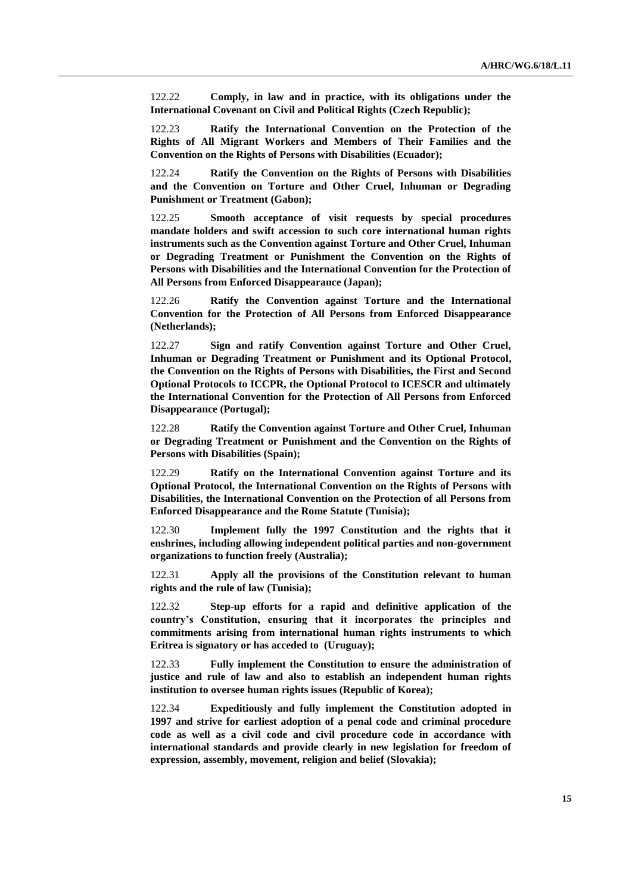122.22 **Comply, in law and in practice, with its obligations under the International Covenant on Civil and Political Rights (Czech Republic);**

122.23 **Ratify the International Convention on the Protection of the Rights of All Migrant Workers and Members of Their Families and the Convention on the Rights of Persons with Disabilities (Ecuador);**

122.24 **Ratify the Convention on the Rights of Persons with Disabilities and the Convention on Torture and Other Cruel, Inhuman or Degrading Punishment or Treatment (Gabon);**

122.25 **Smooth acceptance of visit requests by special procedures mandate holders and swift accession to such core international human rights instruments such as the Convention against Torture and Other Cruel, Inhuman or Degrading Treatment or Punishment the Convention on the Rights of Persons with Disabilities and the International Convention for the Protection of All Persons from Enforced Disappearance (Japan);**

122.26 **Ratify the Convention against Torture and the International Convention for the Protection of All Persons from Enforced Disappearance (Netherlands);**

122.27 **Sign and ratify Convention against Torture and Other Cruel, Inhuman or Degrading Treatment or Punishment and its Optional Protocol, the Convention on the Rights of Persons with Disabilities, the First and Second Optional Protocols to ICCPR, the Optional Protocol to ICESCR and ultimately the International Convention for the Protection of All Persons from Enforced Disappearance (Portugal);**

122.28 **Ratify the Convention against Torture and Other Cruel, Inhuman or Degrading Treatment or Punishment and the Convention on the Rights of Persons with Disabilities (Spain);**

122.29 **Ratify on the International Convention against Torture and its Optional Protocol, the International Convention on the Rights of Persons with Disabilities, the International Convention on the Protection of all Persons from Enforced Disappearance and the Rome Statute (Tunisia);**

122.30 **Implement fully the 1997 Constitution and the rights that it enshrines, including allowing independent political parties and non-government organizations to function freely (Australia);**

122.31 **Apply all the provisions of the Constitution relevant to human rights and the rule of law (Tunisia);**

122.32 **Step-up efforts for a rapid and definitive application of the country's Constitution, ensuring that it incorporates the principles and commitments arising from international human rights instruments to which Eritrea is signatory or has acceded to (Uruguay);**

122.33 **Fully implement the Constitution to ensure the administration of justice and rule of law and also to establish an independent human rights institution to oversee human rights issues (Republic of Korea);**

122.34 **Expeditiously and fully implement the Constitution adopted in 1997 and strive for earliest adoption of a penal code and criminal procedure code as well as a civil code and civil procedure code in accordance with international standards and provide clearly in new legislation for freedom of expression, assembly, movement, religion and belief (Slovakia);**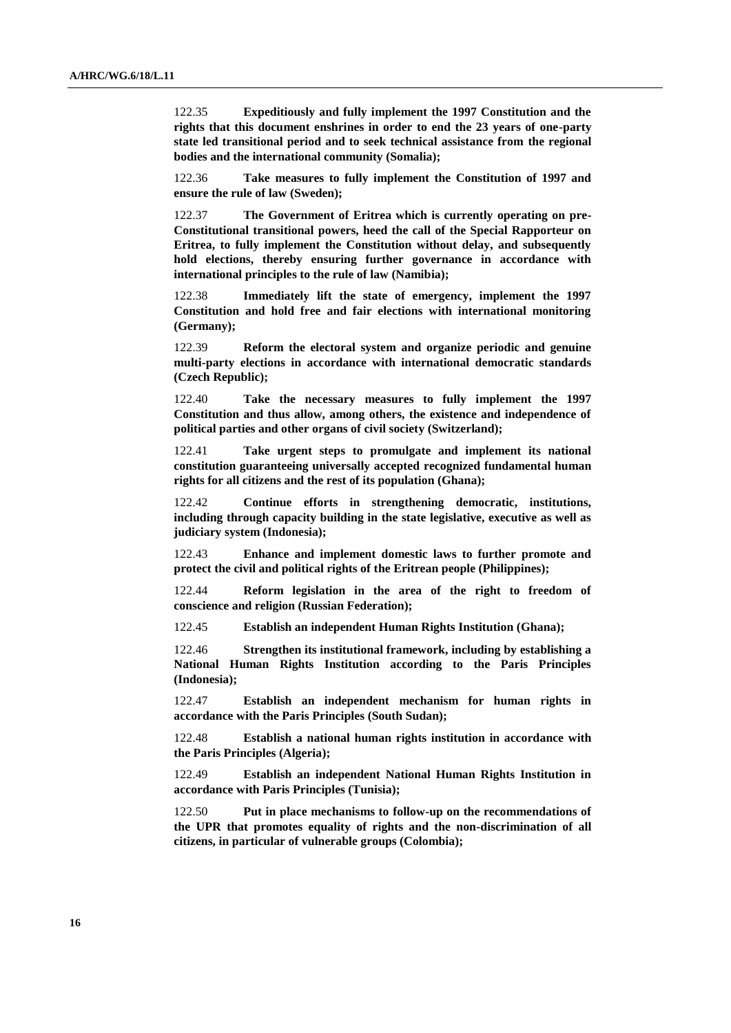122.35 **Expeditiously and fully implement the 1997 Constitution and the rights that this document enshrines in order to end the 23 years of one-party state led transitional period and to seek technical assistance from the regional bodies and the international community (Somalia);**

122.36 **Take measures to fully implement the Constitution of 1997 and ensure the rule of law (Sweden);**

122.37 **The Government of Eritrea which is currently operating on pre-Constitutional transitional powers, heed the call of the Special Rapporteur on Eritrea, to fully implement the Constitution without delay, and subsequently hold elections, thereby ensuring further governance in accordance with international principles to the rule of law (Namibia);**

122.38 **Immediately lift the state of emergency, implement the 1997 Constitution and hold free and fair elections with international monitoring (Germany);**

122.39 **Reform the electoral system and organize periodic and genuine multi-party elections in accordance with international democratic standards (Czech Republic);**

122.40 **Take the necessary measures to fully implement the 1997 Constitution and thus allow, among others, the existence and independence of political parties and other organs of civil society (Switzerland);**

122.41 **Take urgent steps to promulgate and implement its national constitution guaranteeing universally accepted recognized fundamental human rights for all citizens and the rest of its population (Ghana);**

122.42 **Continue efforts in strengthening democratic, institutions, including through capacity building in the state legislative, executive as well as judiciary system (Indonesia);**

122.43 **Enhance and implement domestic laws to further promote and protect the civil and political rights of the Eritrean people (Philippines);**

122.44 **Reform legislation in the area of the right to freedom of conscience and religion (Russian Federation);**

122.45 **Establish an independent Human Rights Institution (Ghana);**

122.46 **Strengthen its institutional framework, including by establishing a National Human Rights Institution according to the Paris Principles (Indonesia);**

122.47 **Establish an independent mechanism for human rights in accordance with the Paris Principles (South Sudan);**

122.48 **Establish a national human rights institution in accordance with the Paris Principles (Algeria);**

122.49 **Establish an independent National Human Rights Institution in accordance with Paris Principles (Tunisia);**

122.50 **Put in place mechanisms to follow-up on the recommendations of the UPR that promotes equality of rights and the non-discrimination of all citizens, in particular of vulnerable groups (Colombia);**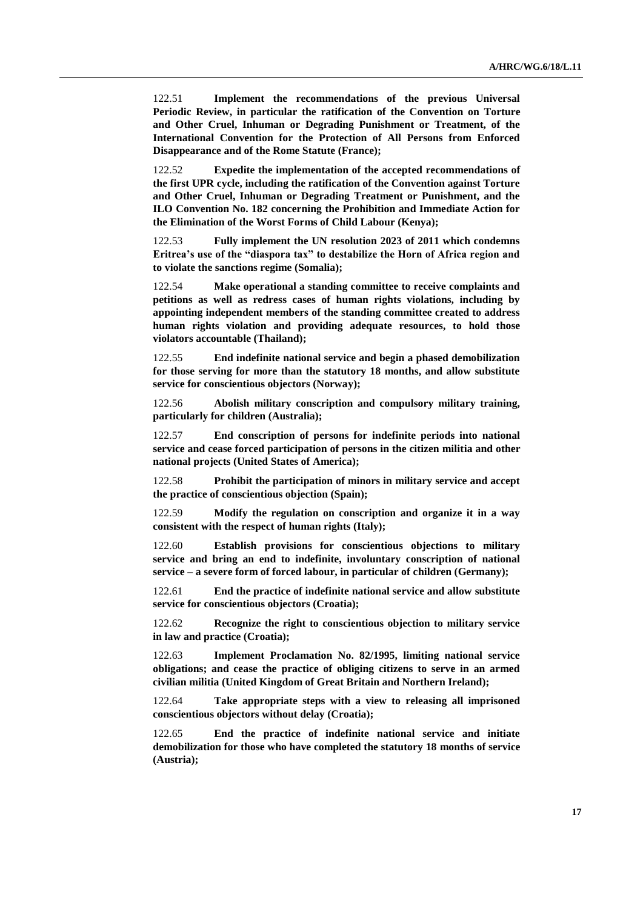122.51 **Implement the recommendations of the previous Universal Periodic Review, in particular the ratification of the Convention on Torture and Other Cruel, Inhuman or Degrading Punishment or Treatment, of the International Convention for the Protection of All Persons from Enforced Disappearance and of the Rome Statute (France);**

122.52 **Expedite the implementation of the accepted recommendations of the first UPR cycle, including the ratification of the Convention against Torture and Other Cruel, Inhuman or Degrading Treatment or Punishment, and the ILO Convention No. 182 concerning the Prohibition and Immediate Action for the Elimination of the Worst Forms of Child Labour (Kenya);**

122.53 **Fully implement the UN resolution 2023 of 2011 which condemns Eritrea's use of the "diaspora tax" to destabilize the Horn of Africa region and to violate the sanctions regime (Somalia);**

122.54 **Make operational a standing committee to receive complaints and petitions as well as redress cases of human rights violations, including by appointing independent members of the standing committee created to address human rights violation and providing adequate resources, to hold those violators accountable (Thailand);**

122.55 **End indefinite national service and begin a phased demobilization for those serving for more than the statutory 18 months, and allow substitute service for conscientious objectors (Norway);**

122.56 **Abolish military conscription and compulsory military training, particularly for children (Australia);**

122.57 **End conscription of persons for indefinite periods into national service and cease forced participation of persons in the citizen militia and other national projects (United States of America);**

122.58 **Prohibit the participation of minors in military service and accept the practice of conscientious objection (Spain);**

122.59 **Modify the regulation on conscription and organize it in a way consistent with the respect of human rights (Italy);**

122.60 **Establish provisions for conscientious objections to military service and bring an end to indefinite, involuntary conscription of national service – a severe form of forced labour, in particular of children (Germany);**

122.61 **End the practice of indefinite national service and allow substitute service for conscientious objectors (Croatia);**

122.62 **Recognize the right to conscientious objection to military service in law and practice (Croatia);**

122.63 **Implement Proclamation No. 82/1995, limiting national service obligations; and cease the practice of obliging citizens to serve in an armed civilian militia (United Kingdom of Great Britain and Northern Ireland);**

122.64 **Take appropriate steps with a view to releasing all imprisoned conscientious objectors without delay (Croatia);**

122.65 **End the practice of indefinite national service and initiate demobilization for those who have completed the statutory 18 months of service (Austria);**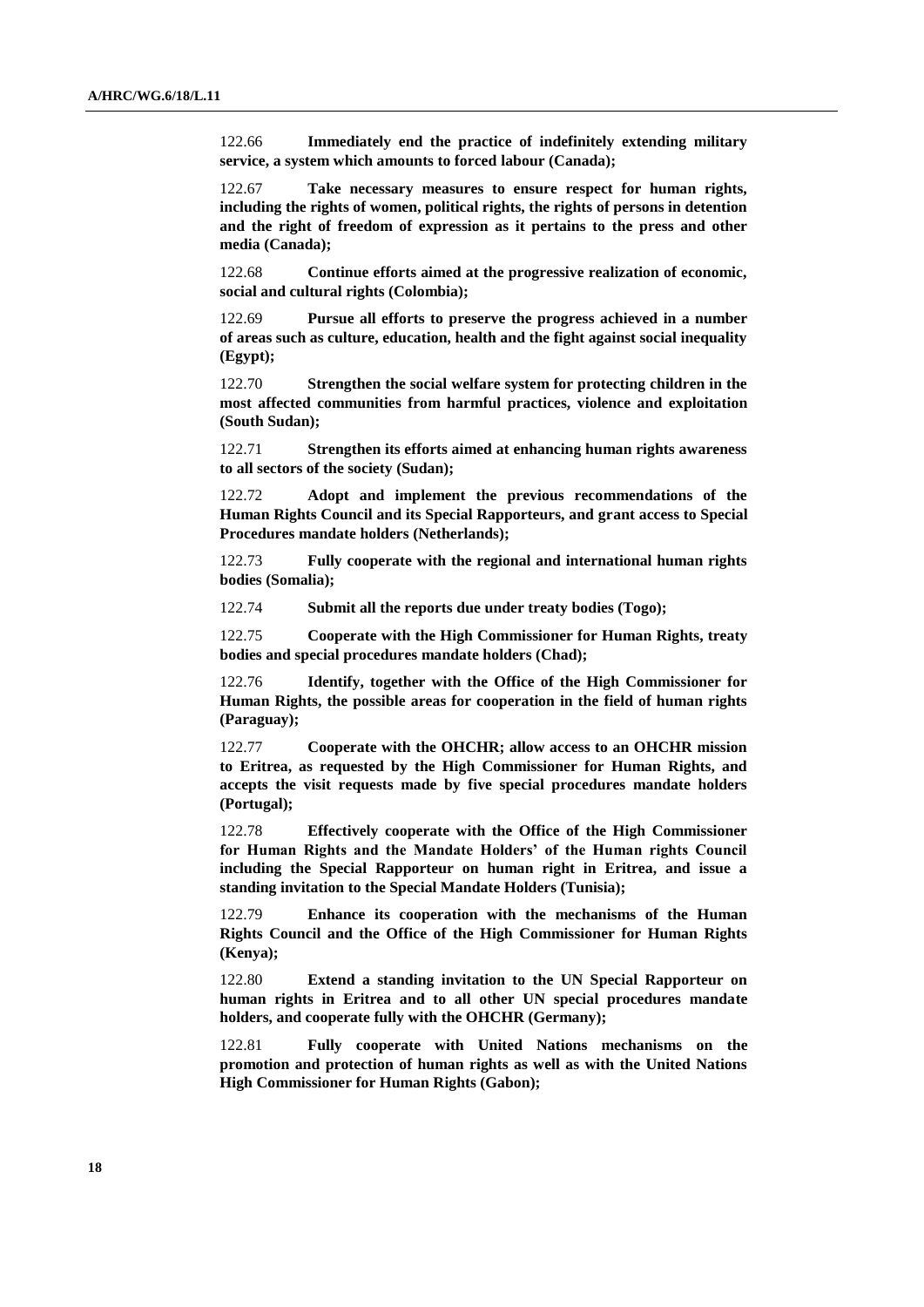122.66 **Immediately end the practice of indefinitely extending military service, a system which amounts to forced labour (Canada);**

122.67 **Take necessary measures to ensure respect for human rights, including the rights of women, political rights, the rights of persons in detention and the right of freedom of expression as it pertains to the press and other media (Canada);**

122.68 **Continue efforts aimed at the progressive realization of economic, social and cultural rights (Colombia);**

122.69 **Pursue all efforts to preserve the progress achieved in a number of areas such as culture, education, health and the fight against social inequality (Egypt);**

122.70 **Strengthen the social welfare system for protecting children in the most affected communities from harmful practices, violence and exploitation (South Sudan);**

122.71 **Strengthen its efforts aimed at enhancing human rights awareness to all sectors of the society (Sudan);**

122.72 **Adopt and implement the previous recommendations of the Human Rights Council and its Special Rapporteurs, and grant access to Special Procedures mandate holders (Netherlands);**

122.73 **Fully cooperate with the regional and international human rights bodies (Somalia);**

122.74 **Submit all the reports due under treaty bodies (Togo);**

122.75 **Cooperate with the High Commissioner for Human Rights, treaty bodies and special procedures mandate holders (Chad);**

122.76 **Identify, together with the Office of the High Commissioner for Human Rights, the possible areas for cooperation in the field of human rights (Paraguay);**

122.77 **Cooperate with the OHCHR; allow access to an OHCHR mission to Eritrea, as requested by the High Commissioner for Human Rights, and accepts the visit requests made by five special procedures mandate holders (Portugal);**

122.78 **Effectively cooperate with the Office of the High Commissioner for Human Rights and the Mandate Holders' of the Human rights Council including the Special Rapporteur on human right in Eritrea, and issue a standing invitation to the Special Mandate Holders (Tunisia);**

122.79 **Enhance its cooperation with the mechanisms of the Human Rights Council and the Office of the High Commissioner for Human Rights (Kenya);**

122.80 **Extend a standing invitation to the UN Special Rapporteur on human rights in Eritrea and to all other UN special procedures mandate holders, and cooperate fully with the OHCHR (Germany);**

122.81 **Fully cooperate with United Nations mechanisms on the promotion and protection of human rights as well as with the United Nations High Commissioner for Human Rights (Gabon);**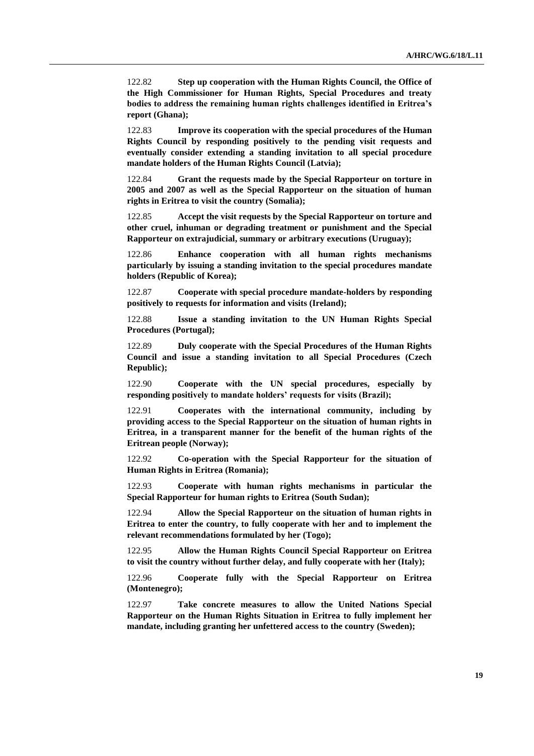122.82 **Step up cooperation with the Human Rights Council, the Office of the High Commissioner for Human Rights, Special Procedures and treaty bodies to address the remaining human rights challenges identified in Eritrea's report (Ghana);**

122.83 **Improve its cooperation with the special procedures of the Human Rights Council by responding positively to the pending visit requests and eventually consider extending a standing invitation to all special procedure mandate holders of the Human Rights Council (Latvia);**

122.84 **Grant the requests made by the Special Rapporteur on torture in 2005 and 2007 as well as the Special Rapporteur on the situation of human rights in Eritrea to visit the country (Somalia);**

122.85 **Accept the visit requests by the Special Rapporteur on torture and other cruel, inhuman or degrading treatment or punishment and the Special Rapporteur on extrajudicial, summary or arbitrary executions (Uruguay);**

122.86 **Enhance cooperation with all human rights mechanisms particularly by issuing a standing invitation to the special procedures mandate holders (Republic of Korea);**

122.87 **Cooperate with special procedure mandate-holders by responding positively to requests for information and visits (Ireland);**

122.88 **Issue a standing invitation to the UN Human Rights Special Procedures (Portugal);**

122.89 **Duly cooperate with the Special Procedures of the Human Rights Council and issue a standing invitation to all Special Procedures (Czech Republic);**

122.90 **Cooperate with the UN special procedures, especially by responding positively to mandate holders' requests for visits (Brazil);**

122.91 **Cooperates with the international community, including by providing access to the Special Rapporteur on the situation of human rights in Eritrea, in a transparent manner for the benefit of the human rights of the Eritrean people (Norway);**

122.92 **Co-operation with the Special Rapporteur for the situation of Human Rights in Eritrea (Romania);**

122.93 **Cooperate with human rights mechanisms in particular the Special Rapporteur for human rights to Eritrea (South Sudan);**

122.94 **Allow the Special Rapporteur on the situation of human rights in Eritrea to enter the country, to fully cooperate with her and to implement the relevant recommendations formulated by her (Togo);**

122.95 **Allow the Human Rights Council Special Rapporteur on Eritrea to visit the country without further delay, and fully cooperate with her (Italy);**

122.96 **Cooperate fully with the Special Rapporteur on Eritrea (Montenegro);**

122.97 **Take concrete measures to allow the United Nations Special Rapporteur on the Human Rights Situation in Eritrea to fully implement her mandate, including granting her unfettered access to the country (Sweden);**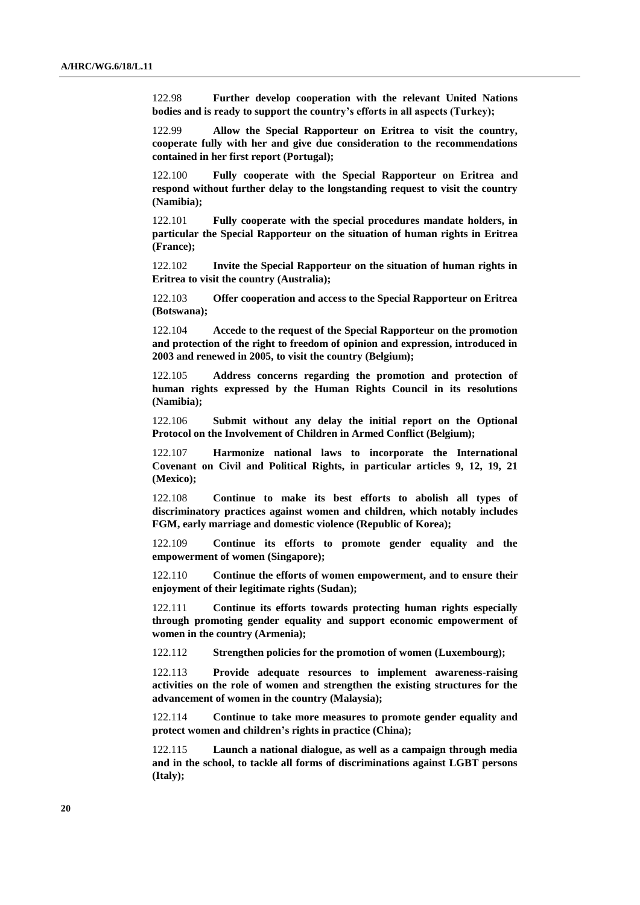122.98 **Further develop cooperation with the relevant United Nations bodies and is ready to support the country's efforts in all aspects (Turkey);**

122.99 **Allow the Special Rapporteur on Eritrea to visit the country, cooperate fully with her and give due consideration to the recommendations contained in her first report (Portugal);**

122.100 **Fully cooperate with the Special Rapporteur on Eritrea and respond without further delay to the longstanding request to visit the country (Namibia);**

122.101 **Fully cooperate with the special procedures mandate holders, in particular the Special Rapporteur on the situation of human rights in Eritrea (France);**

122.102 **Invite the Special Rapporteur on the situation of human rights in Eritrea to visit the country (Australia);**

122.103 **Offer cooperation and access to the Special Rapporteur on Eritrea (Botswana);**

122.104 **Accede to the request of the Special Rapporteur on the promotion and protection of the right to freedom of opinion and expression, introduced in 2003 and renewed in 2005, to visit the country (Belgium);**

122.105 **Address concerns regarding the promotion and protection of human rights expressed by the Human Rights Council in its resolutions (Namibia);**

122.106 **Submit without any delay the initial report on the Optional Protocol on the Involvement of Children in Armed Conflict (Belgium);**

122.107 **Harmonize national laws to incorporate the International Covenant on Civil and Political Rights, in particular articles 9, 12, 19, 21 (Mexico);**

122.108 **Continue to make its best efforts to abolish all types of discriminatory practices against women and children, which notably includes FGM, early marriage and domestic violence (Republic of Korea);**

122.109 **Continue its efforts to promote gender equality and the empowerment of women (Singapore);**

122.110 **Continue the efforts of women empowerment, and to ensure their enjoyment of their legitimate rights (Sudan);**

122.111 **Continue its efforts towards protecting human rights especially through promoting gender equality and support economic empowerment of women in the country (Armenia);**

122.112 **Strengthen policies for the promotion of women (Luxembourg);**

122.113 **Provide adequate resources to implement awareness-raising activities on the role of women and strengthen the existing structures for the advancement of women in the country (Malaysia);**

122.114 **Continue to take more measures to promote gender equality and protect women and children's rights in practice (China);**

122.115 **Launch a national dialogue, as well as a campaign through media and in the school, to tackle all forms of discriminations against LGBT persons (Italy);**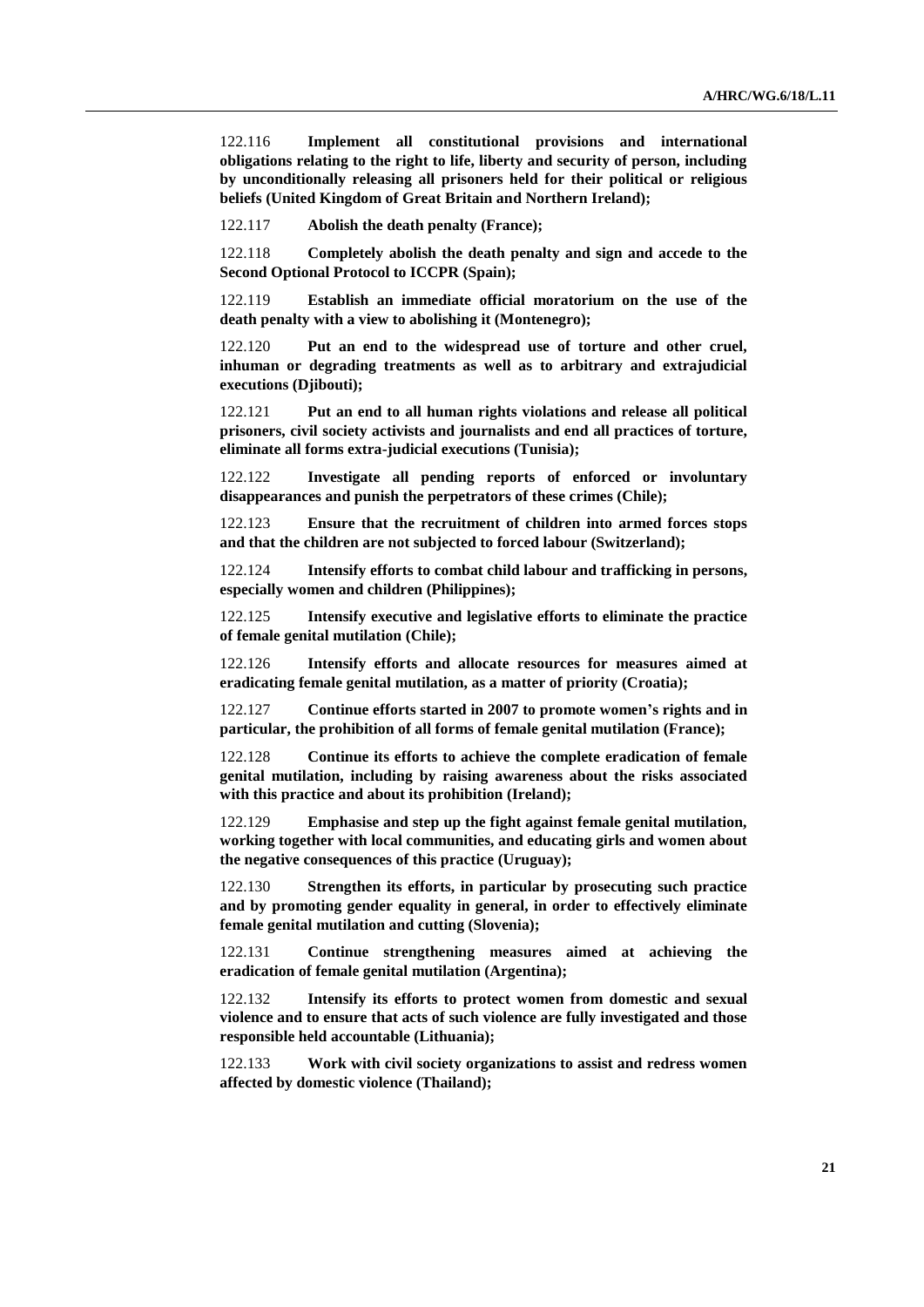122.116 **Implement all constitutional provisions and international obligations relating to the right to life, liberty and security of person, including by unconditionally releasing all prisoners held for their political or religious beliefs (United Kingdom of Great Britain and Northern Ireland);**

122.117 **Abolish the death penalty (France);**

122.118 **Completely abolish the death penalty and sign and accede to the Second Optional Protocol to ICCPR (Spain);**

122.119 **Establish an immediate official moratorium on the use of the death penalty with a view to abolishing it (Montenegro);**

122.120 **Put an end to the widespread use of torture and other cruel, inhuman or degrading treatments as well as to arbitrary and extrajudicial executions (Djibouti);**

122.121 **Put an end to all human rights violations and release all political prisoners, civil society activists and journalists and end all practices of torture, eliminate all forms extra-judicial executions (Tunisia);**

122.122 **Investigate all pending reports of enforced or involuntary disappearances and punish the perpetrators of these crimes (Chile);**

122.123 **Ensure that the recruitment of children into armed forces stops and that the children are not subjected to forced labour (Switzerland);**

122.124 **Intensify efforts to combat child labour and trafficking in persons, especially women and children (Philippines);**

122.125 **Intensify executive and legislative efforts to eliminate the practice of female genital mutilation (Chile);**

122.126 **Intensify efforts and allocate resources for measures aimed at eradicating female genital mutilation, as a matter of priority (Croatia);**

122.127 **Continue efforts started in 2007 to promote women's rights and in particular, the prohibition of all forms of female genital mutilation (France);**

122.128 **Continue its efforts to achieve the complete eradication of female genital mutilation, including by raising awareness about the risks associated with this practice and about its prohibition (Ireland);**

122.129 **Emphasise and step up the fight against female genital mutilation, working together with local communities, and educating girls and women about the negative consequences of this practice (Uruguay);**

122.130 **Strengthen its efforts, in particular by prosecuting such practice and by promoting gender equality in general, in order to effectively eliminate female genital mutilation and cutting (Slovenia);**

122.131 **Continue strengthening measures aimed at achieving the eradication of female genital mutilation (Argentina);**

122.132 **Intensify its efforts to protect women from domestic and sexual violence and to ensure that acts of such violence are fully investigated and those responsible held accountable (Lithuania);**

122.133 **Work with civil society organizations to assist and redress women affected by domestic violence (Thailand);**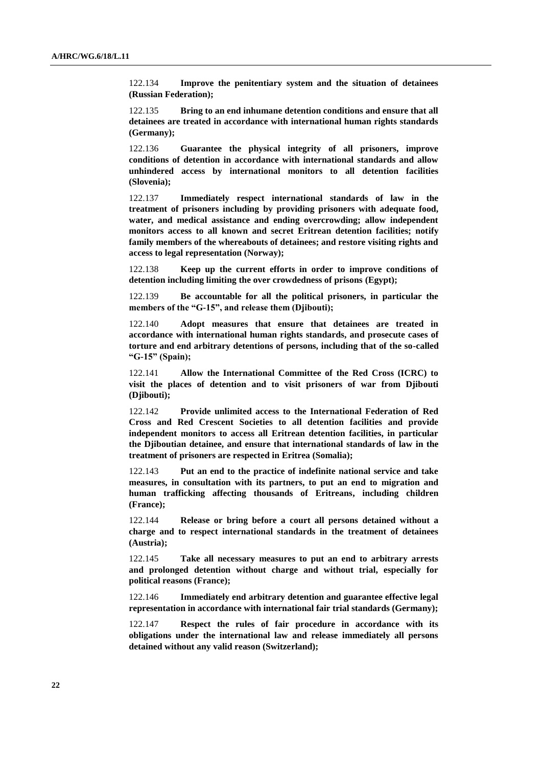122.134 **Improve the penitentiary system and the situation of detainees (Russian Federation);**

122.135 **Bring to an end inhumane detention conditions and ensure that all detainees are treated in accordance with international human rights standards (Germany);**

122.136 **Guarantee the physical integrity of all prisoners, improve conditions of detention in accordance with international standards and allow unhindered access by international monitors to all detention facilities (Slovenia);**

122.137 **Immediately respect international standards of law in the treatment of prisoners including by providing prisoners with adequate food, water, and medical assistance and ending overcrowding; allow independent monitors access to all known and secret Eritrean detention facilities; notify family members of the whereabouts of detainees; and restore visiting rights and access to legal representation (Norway);**

122.138 **Keep up the current efforts in order to improve conditions of detention including limiting the over crowdedness of prisons (Egypt);**

122.139 **Be accountable for all the political prisoners, in particular the members of the "G-15", and release them (Djibouti);**

122.140 **Adopt measures that ensure that detainees are treated in accordance with international human rights standards, and prosecute cases of torture and end arbitrary detentions of persons, including that of the so-called "G-15" (Spain);**

122.141 **Allow the International Committee of the Red Cross (ICRC) to visit the places of detention and to visit prisoners of war from Djibouti (Djibouti);**

122.142 **Provide unlimited access to the International Federation of Red Cross and Red Crescent Societies to all detention facilities and provide independent monitors to access all Eritrean detention facilities, in particular the Djiboutian detainee, and ensure that international standards of law in the treatment of prisoners are respected in Eritrea (Somalia);**

122.143 **Put an end to the practice of indefinite national service and take measures, in consultation with its partners, to put an end to migration and human trafficking affecting thousands of Eritreans, including children (France);**

122.144 **Release or bring before a court all persons detained without a charge and to respect international standards in the treatment of detainees (Austria);**

122.145 **Take all necessary measures to put an end to arbitrary arrests and prolonged detention without charge and without trial, especially for political reasons (France);**

122.146 **Immediately end arbitrary detention and guarantee effective legal representation in accordance with international fair trial standards (Germany);**

122.147 **Respect the rules of fair procedure in accordance with its obligations under the international law and release immediately all persons detained without any valid reason (Switzerland);**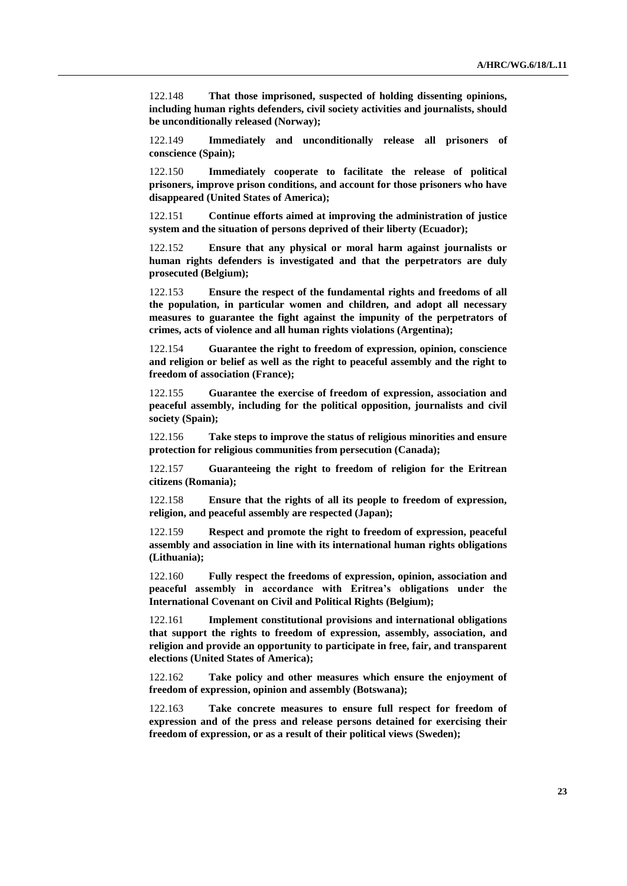122.148 **That those imprisoned, suspected of holding dissenting opinions, including human rights defenders, civil society activities and journalists, should be unconditionally released (Norway);**

122.149 **Immediately and unconditionally release all prisoners of conscience (Spain);**

122.150 **Immediately cooperate to facilitate the release of political prisoners, improve prison conditions, and account for those prisoners who have disappeared (United States of America);**

122.151 **Continue efforts aimed at improving the administration of justice system and the situation of persons deprived of their liberty (Ecuador);**

122.152 **Ensure that any physical or moral harm against journalists or human rights defenders is investigated and that the perpetrators are duly prosecuted (Belgium);**

122.153 **Ensure the respect of the fundamental rights and freedoms of all the population, in particular women and children, and adopt all necessary measures to guarantee the fight against the impunity of the perpetrators of crimes, acts of violence and all human rights violations (Argentina);**

122.154 **Guarantee the right to freedom of expression, opinion, conscience and religion or belief as well as the right to peaceful assembly and the right to freedom of association (France);**

122.155 **Guarantee the exercise of freedom of expression, association and peaceful assembly, including for the political opposition, journalists and civil society (Spain);**

122.156 **Take steps to improve the status of religious minorities and ensure protection for religious communities from persecution (Canada);**

122.157 **Guaranteeing the right to freedom of religion for the Eritrean citizens (Romania);**

122.158 **Ensure that the rights of all its people to freedom of expression, religion, and peaceful assembly are respected (Japan);**

122.159 **Respect and promote the right to freedom of expression, peaceful assembly and association in line with its international human rights obligations (Lithuania);**

122.160 **Fully respect the freedoms of expression, opinion, association and peaceful assembly in accordance with Eritrea's obligations under the International Covenant on Civil and Political Rights (Belgium);**

122.161 **Implement constitutional provisions and international obligations that support the rights to freedom of expression, assembly, association, and religion and provide an opportunity to participate in free, fair, and transparent elections (United States of America);**

122.162 **Take policy and other measures which ensure the enjoyment of freedom of expression, opinion and assembly (Botswana);**

122.163 **Take concrete measures to ensure full respect for freedom of expression and of the press and release persons detained for exercising their freedom of expression, or as a result of their political views (Sweden);**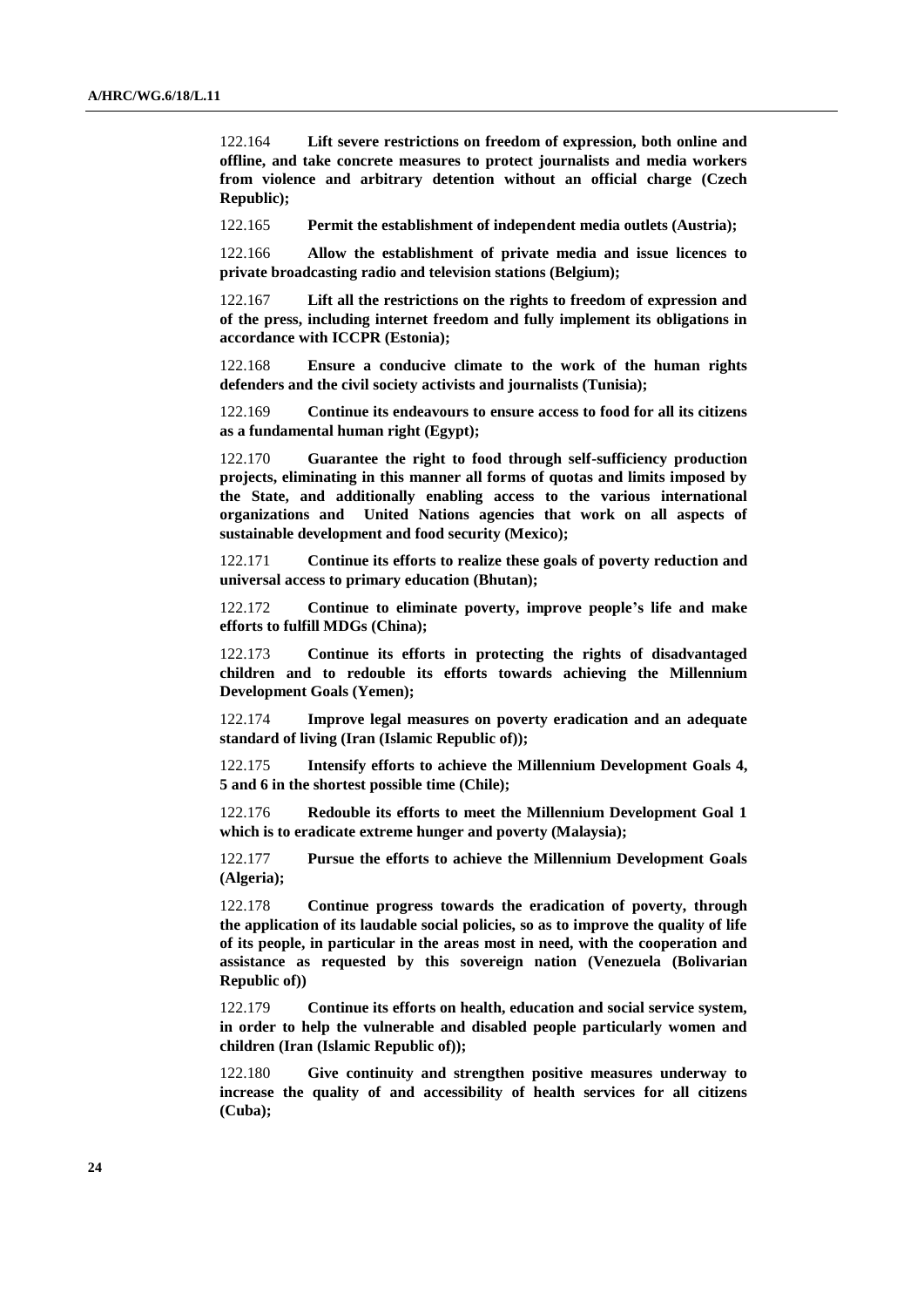122.164 **Lift severe restrictions on freedom of expression, both online and offline, and take concrete measures to protect journalists and media workers from violence and arbitrary detention without an official charge (Czech Republic);**

122.165 **Permit the establishment of independent media outlets (Austria);**

122.166 **Allow the establishment of private media and issue licences to private broadcasting radio and television stations (Belgium);**

122.167 **Lift all the restrictions on the rights to freedom of expression and of the press, including internet freedom and fully implement its obligations in accordance with ICCPR (Estonia);**

122.168 **Ensure a conducive climate to the work of the human rights defenders and the civil society activists and journalists (Tunisia);**

122.169 **Continue its endeavours to ensure access to food for all its citizens as a fundamental human right (Egypt);**

122.170 **Guarantee the right to food through self-sufficiency production projects, eliminating in this manner all forms of quotas and limits imposed by the State, and additionally enabling access to the various international organizations and United Nations agencies that work on all aspects of sustainable development and food security (Mexico);**

122.171 **Continue its efforts to realize these goals of poverty reduction and universal access to primary education (Bhutan);**

122.172 **Continue to eliminate poverty, improve people's life and make efforts to fulfill MDGs (China);**

122.173 **Continue its efforts in protecting the rights of disadvantaged children and to redouble its efforts towards achieving the Millennium Development Goals (Yemen);**

122.174 **Improve legal measures on poverty eradication and an adequate standard of living (Iran (Islamic Republic of));**

122.175 **Intensify efforts to achieve the Millennium Development Goals 4, 5 and 6 in the shortest possible time (Chile);**

122.176 **Redouble its efforts to meet the Millennium Development Goal 1 which is to eradicate extreme hunger and poverty (Malaysia);**

122.177 **Pursue the efforts to achieve the Millennium Development Goals (Algeria);**

122.178 **Continue progress towards the eradication of poverty, through the application of its laudable social policies, so as to improve the quality of life of its people, in particular in the areas most in need, with the cooperation and assistance as requested by this sovereign nation (Venezuela (Bolivarian Republic of))**

122.179 **Continue its efforts on health, education and social service system, in order to help the vulnerable and disabled people particularly women and children (Iran (Islamic Republic of));**

122.180 **Give continuity and strengthen positive measures underway to increase the quality of and accessibility of health services for all citizens (Cuba);**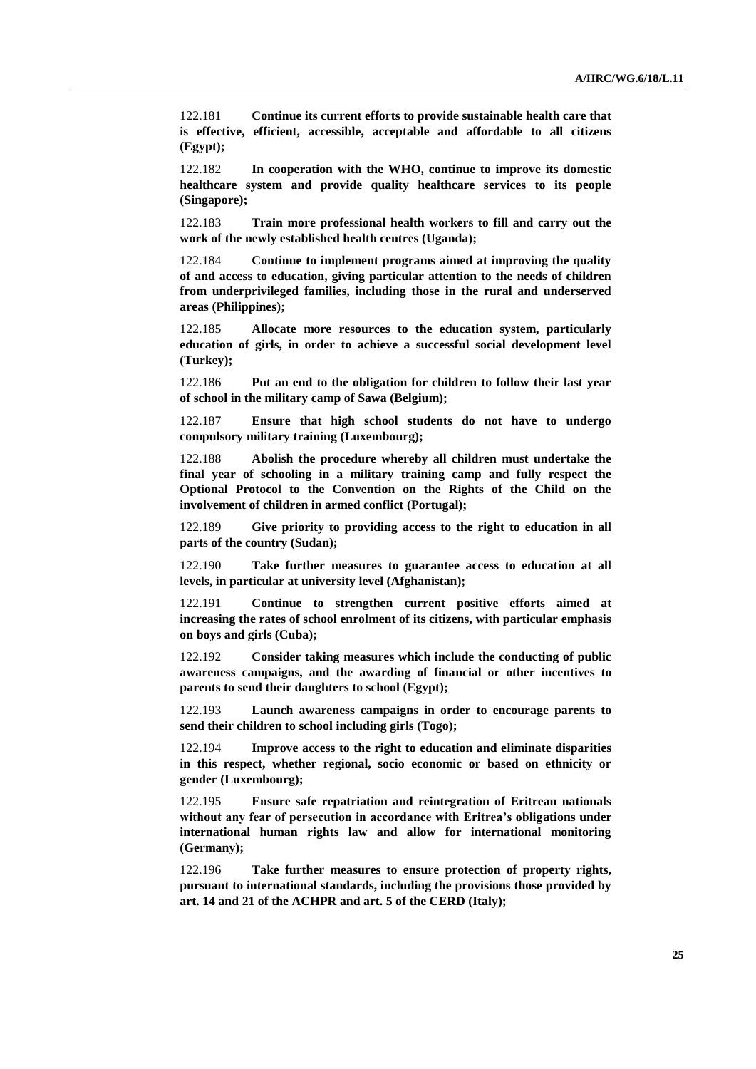122.181 **Continue its current efforts to provide sustainable health care that is effective, efficient, accessible, acceptable and affordable to all citizens (Egypt);**

122.182 **In cooperation with the WHO, continue to improve its domestic healthcare system and provide quality healthcare services to its people (Singapore);**

122.183 **Train more professional health workers to fill and carry out the work of the newly established health centres (Uganda);**

122.184 **Continue to implement programs aimed at improving the quality of and access to education, giving particular attention to the needs of children from underprivileged families, including those in the rural and underserved areas (Philippines);**

122.185 **Allocate more resources to the education system, particularly education of girls, in order to achieve a successful social development level (Turkey);**

122.186 **Put an end to the obligation for children to follow their last year of school in the military camp of Sawa (Belgium);**

122.187 **Ensure that high school students do not have to undergo compulsory military training (Luxembourg);**

122.188 **Abolish the procedure whereby all children must undertake the final year of schooling in a military training camp and fully respect the Optional Protocol to the Convention on the Rights of the Child on the involvement of children in armed conflict (Portugal);**

122.189 **Give priority to providing access to the right to education in all parts of the country (Sudan);**

122.190 **Take further measures to guarantee access to education at all levels, in particular at university level (Afghanistan);**

122.191 **Continue to strengthen current positive efforts aimed at increasing the rates of school enrolment of its citizens, with particular emphasis on boys and girls (Cuba);**

122.192 **Consider taking measures which include the conducting of public awareness campaigns, and the awarding of financial or other incentives to parents to send their daughters to school (Egypt);**

122.193 **Launch awareness campaigns in order to encourage parents to send their children to school including girls (Togo);**

122.194 **Improve access to the right to education and eliminate disparities in this respect, whether regional, socio economic or based on ethnicity or gender (Luxembourg);**

122.195 **Ensure safe repatriation and reintegration of Eritrean nationals without any fear of persecution in accordance with Eritrea's obligations under international human rights law and allow for international monitoring (Germany);**

122.196 **Take further measures to ensure protection of property rights, pursuant to international standards, including the provisions those provided by art. 14 and 21 of the ACHPR and art. 5 of the CERD (Italy);**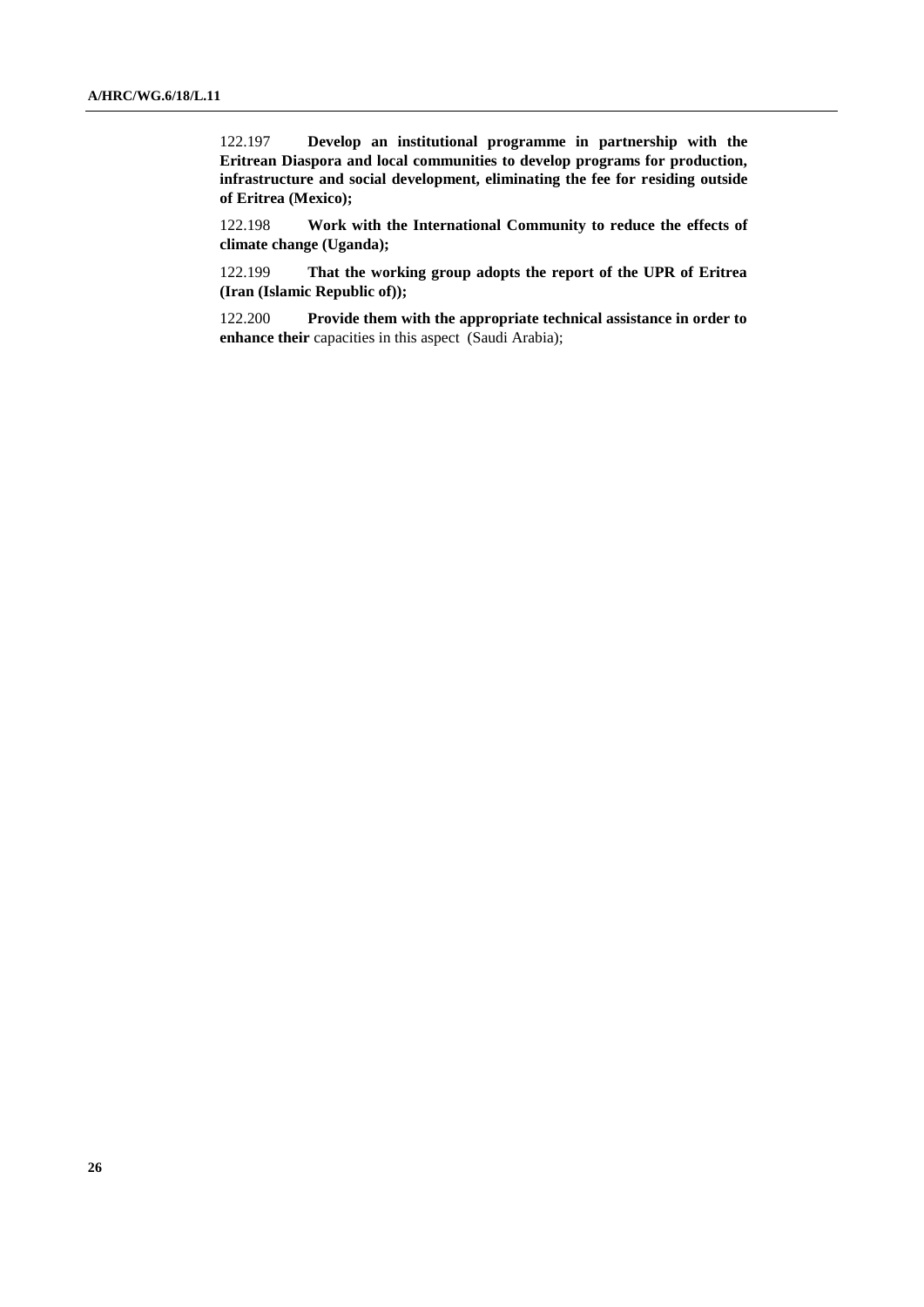122.197 **Develop an institutional programme in partnership with the Eritrean Diaspora and local communities to develop programs for production, infrastructure and social development, eliminating the fee for residing outside of Eritrea (Mexico);**

122.198 **Work with the International Community to reduce the effects of climate change (Uganda);**

122.199 **That the working group adopts the report of the UPR of Eritrea (Iran (Islamic Republic of));**

122.200 **Provide them with the appropriate technical assistance in order to enhance their** capacities in this aspect (Saudi Arabia);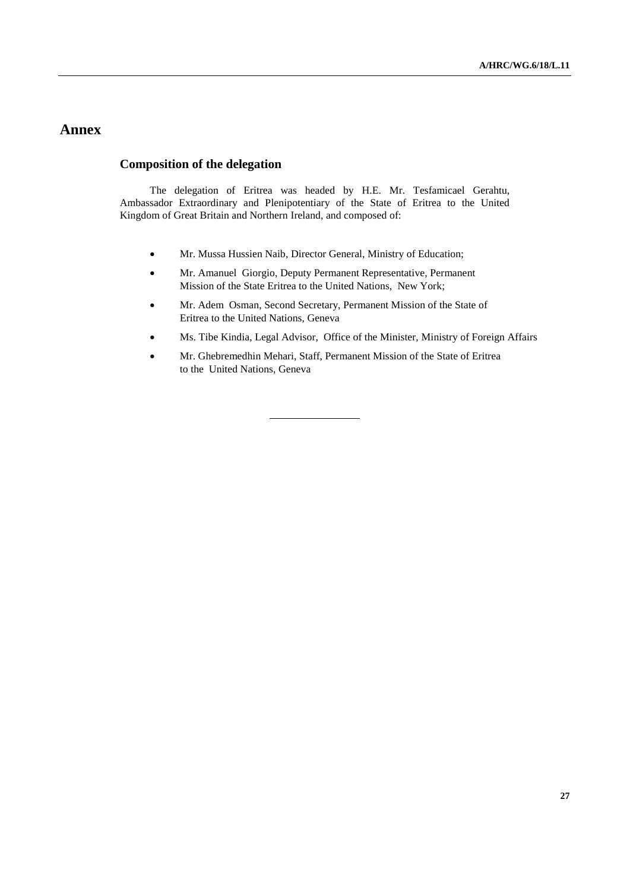# Annex

## Composition of the delegation

The delegation of Eritrea was headed by H.E. Mr. Tesfamicael Gerahtu, Ambassador Extraordinary and Plenipotentiary of the State of Eritrea to the United Kingdom of Great Britain and Northern Ireland, and composed of:

- Mr. Mussa Hussien Naib, Director General, Ministry of Education;
- Mr. Amanuel Giorgio, Deputy Permanent Representative, Permanent Mission of the State Eritrea to the United Nations, New York;
- Mr. Adem Osman, Second Secretary, Permanent Mission of the State of Eritrea to the United Nations, Geneva
- Ms. Tibe Kindia, Legal Advisor, Office of the Minister, Ministry of Foreign Affairs
- Mr. Ghebremedhin Mehari, Staff, Permanent Mission of the State of Eritrea to the United Nations, Geneva